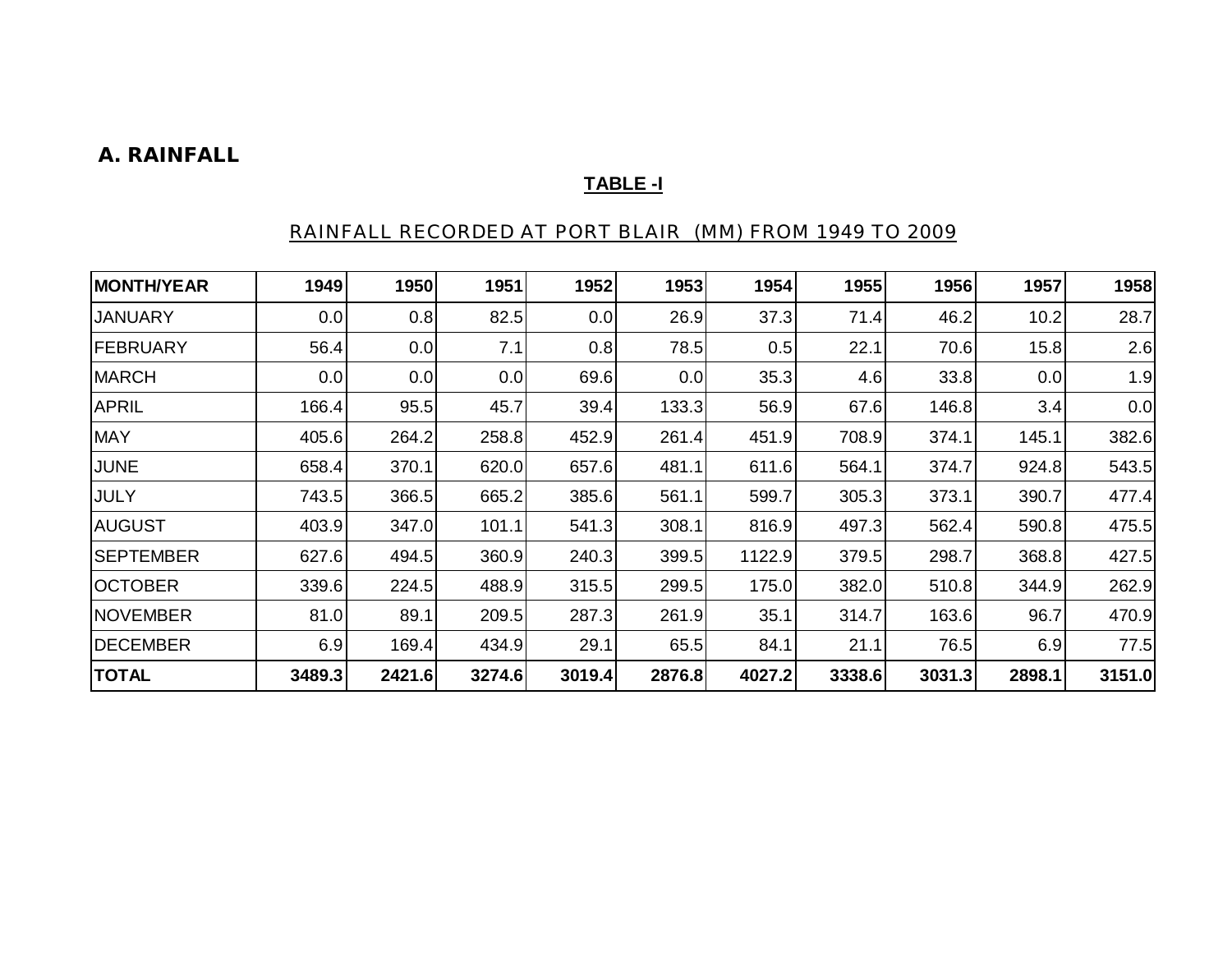## A. RAINFALL

**TABLE -I**

RAINFALL RECORDED AT PORT BLAIR (MM) FROM 1949 TO 2009

| MONTH/YEAR | 1949 | 1950 | 1951 | 1952 | 1953 | 1954 | 1955 | 1956 | 1957 | 1958 |
|---|---|---|---|---|---|---|---|---|---|---|
| JANUARY | 0.0 | 0.8 | 82.5 | 0.0 | 26.9 | 37.3 | 71.4 | 46.2 | 10.2 | 28.7 |
| FEBRUARY | 56.4 | 0.0 | 7.1 | 0.8 | 78.5 | 0.5 | 22.1 | 70.6 | 15.8 | 2.6 |
| MARCH | 0.0 | 0.0 | 0.0 | 69.6 | 0.0 | 35.3 | 4.6 | 33.8 | 0.0 | 1.9 |
| APRIL | 166.4 | 95.5 | 45.7 | 39.4 | 133.3 | 56.9 | 67.6 | 146.8 | 3.4 | 0.0 |
| MAY | 405.6 | 264.2 | 258.8 | 452.9 | 261.4 | 451.9 | 708.9 | 374.1 | 145.1 | 382.6 |
| JUNE | 658.4 | 370.1 | 620.0 | 657.6 | 481.1 | 611.6 | 564.1 | 374.7 | 924.8 | 543.5 |
| JULY | 743.5 | 366.5 | 665.2 | 385.6 | 561.1 | 599.7 | 305.3 | 373.1 | 390.7 | 477.4 |
| AUGUST | 403.9 | 347.0 | 101.1 | 541.3 | 308.1 | 816.9 | 497.3 | 562.4 | 590.8 | 475.5 |
| SEPTEMBER | 627.6 | 494.5 | 360.9 | 240.3 | 399.5 | 1122.9 | 379.5 | 298.7 | 368.8 | 427.5 |
| OCTOBER | 339.6 | 224.5 | 488.9 | 315.5 | 299.5 | 175.0 | 382.0 | 510.8 | 344.9 | 262.9 |
| NOVEMBER | 81.0 | 89.1 | 209.5 | 287.3 | 261.9 | 35.1 | 314.7 | 163.6 | 96.7 | 470.9 |
| DECEMBER | 6.9 | 169.4 | 434.9 | 29.1 | 65.5 | 84.1 | 21.1 | 76.5 | 6.9 | 77.5 |
| **TOTAL** | **3489.3** | **2421.6** | **3274.6** | **3019.4** | **2876.8** | **4027.2** | **3338.6** | **3031.3** | **2898.1** | **3151.0** |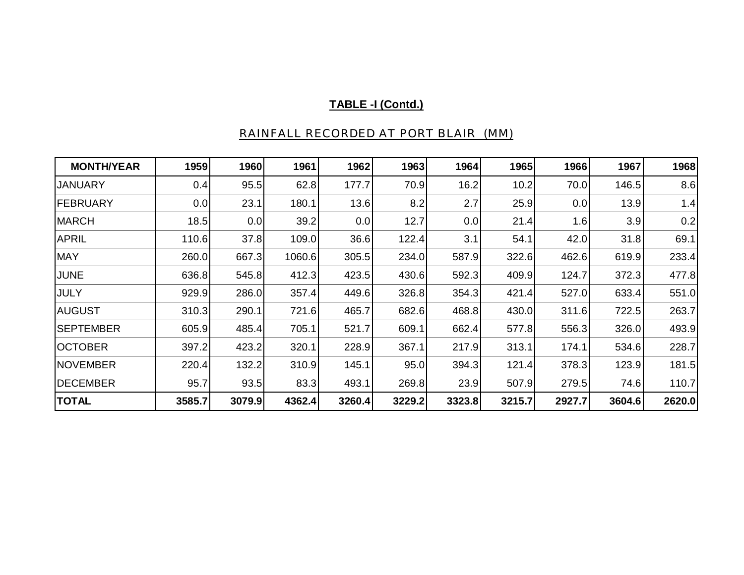**TABLE -I (Contd.)**

RAINFALL RECORDED AT PORT BLAIR (MM)

| MONTH/YEAR | 1959 | 1960 | 1961 | 1962 | 1963 | 1964 | 1965 | 1966 | 1967 | 1968 |
|---|---|---|---|---|---|---|---|---|---|---|
| JANUARY | 0.4 | 95.5 | 62.8 | 177.7 | 70.9 | 16.2 | 10.2 | 70.0 | 146.5 | 8.6 |
| FEBRUARY | 0.0 | 23.1 | 180.1 | 13.6 | 8.2 | 2.7 | 25.9 | 0.0 | 13.9 | 1.4 |
| MARCH | 18.5 | 0.0 | 39.2 | 0.0 | 12.7 | 0.0 | 21.4 | 1.6 | 3.9 | 0.2 |
| APRIL | 110.6 | 37.8 | 109.0 | 36.6 | 122.4 | 3.1 | 54.1 | 42.0 | 31.8 | 69.1 |
| MAY | 260.0 | 667.3 | 1060.6 | 305.5 | 234.0 | 587.9 | 322.6 | 462.6 | 619.9 | 233.4 |
| JUNE | 636.8 | 545.8 | 412.3 | 423.5 | 430.6 | 592.3 | 409.9 | 124.7 | 372.3 | 477.8 |
| JULY | 929.9 | 286.0 | 357.4 | 449.6 | 326.8 | 354.3 | 421.4 | 527.0 | 633.4 | 551.0 |
| AUGUST | 310.3 | 290.1 | 721.6 | 465.7 | 682.6 | 468.8 | 430.0 | 311.6 | 722.5 | 263.7 |
| SEPTEMBER | 605.9 | 485.4 | 705.1 | 521.7 | 609.1 | 662.4 | 577.8 | 556.3 | 326.0 | 493.9 |
| OCTOBER | 397.2 | 423.2 | 320.1 | 228.9 | 367.1 | 217.9 | 313.1 | 174.1 | 534.6 | 228.7 |
| NOVEMBER | 220.4 | 132.2 | 310.9 | 145.1 | 95.0 | 394.3 | 121.4 | 378.3 | 123.9 | 181.5 |
| DECEMBER | 95.7 | 93.5 | 83.3 | 493.1 | 269.8 | 23.9 | 507.9 | 279.5 | 74.6 | 110.7 |
| **TOTAL** | **3585.7** | **3079.9** | **4362.4** | **3260.4** | **3229.2** | **3323.8** | **3215.7** | **2927.7** | **3604.6** | **2620.0** |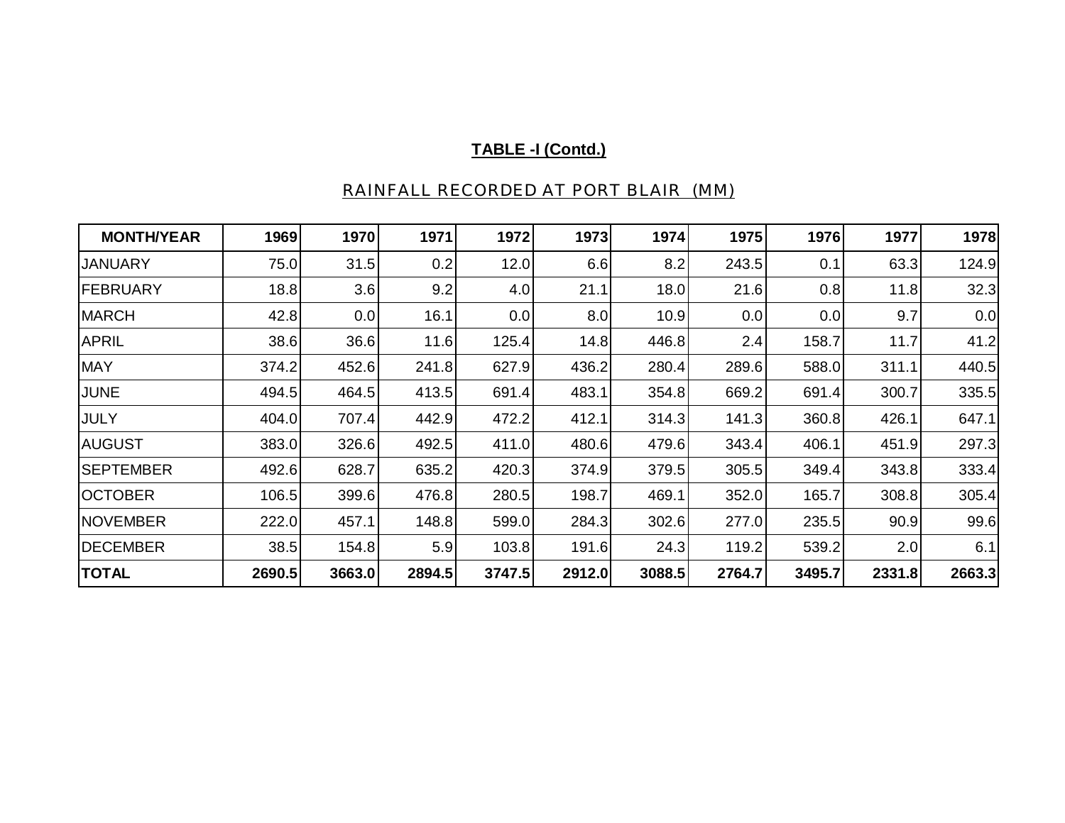**TABLE -I (Contd.)**

RAINFALL RECORDED AT PORT BLAIR (MM)

| MONTH/YEAR | 1969 | 1970 | 1971 | 1972 | 1973 | 1974 | 1975 | 1976 | 1977 | 1978 |
|---|---|---|---|---|---|---|---|---|---|---|
| JANUARY | 75.0 | 31.5 | 0.2 | 12.0 | 6.6 | 8.2 | 243.5 | 0.1 | 63.3 | 124.9 |
| FEBRUARY | 18.8 | 3.6 | 9.2 | 4.0 | 21.1 | 18.0 | 21.6 | 0.8 | 11.8 | 32.3 |
| MARCH | 42.8 | 0.0 | 16.1 | 0.0 | 8.0 | 10.9 | 0.0 | 0.0 | 9.7 | 0.0 |
| APRIL | 38.6 | 36.6 | 11.6 | 125.4 | 14.8 | 446.8 | 2.4 | 158.7 | 11.7 | 41.2 |
| MAY | 374.2 | 452.6 | 241.8 | 627.9 | 436.2 | 280.4 | 289.6 | 588.0 | 311.1 | 440.5 |
| JUNE | 494.5 | 464.5 | 413.5 | 691.4 | 483.1 | 354.8 | 669.2 | 691.4 | 300.7 | 335.5 |
| JULY | 404.0 | 707.4 | 442.9 | 472.2 | 412.1 | 314.3 | 141.3 | 360.8 | 426.1 | 647.1 |
| AUGUST | 383.0 | 326.6 | 492.5 | 411.0 | 480.6 | 479.6 | 343.4 | 406.1 | 451.9 | 297.3 |
| SEPTEMBER | 492.6 | 628.7 | 635.2 | 420.3 | 374.9 | 379.5 | 305.5 | 349.4 | 343.8 | 333.4 |
| OCTOBER | 106.5 | 399.6 | 476.8 | 280.5 | 198.7 | 469.1 | 352.0 | 165.7 | 308.8 | 305.4 |
| NOVEMBER | 222.0 | 457.1 | 148.8 | 599.0 | 284.3 | 302.6 | 277.0 | 235.5 | 90.9 | 99.6 |
| DECEMBER | 38.5 | 154.8 | 5.9 | 103.8 | 191.6 | 24.3 | 119.2 | 539.2 | 2.0 | 6.1 |
| **TOTAL** | **2690.5** | **3663.0** | **2894.5** | **3747.5** | **2912.0** | **3088.5** | **2764.7** | **3495.7** | **2331.8** | **2663.3** |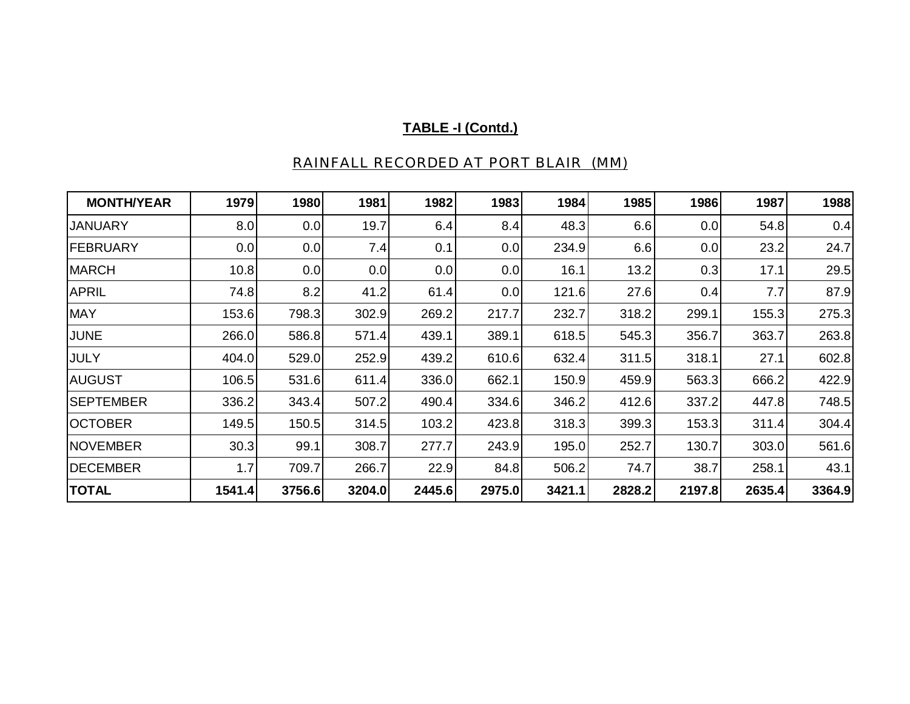**TABLE -I (Contd.)**

RAINFALL RECORDED AT PORT BLAIR (MM)

| MONTH/YEAR | 1979 | 1980 | 1981 | 1982 | 1983 | 1984 | 1985 | 1986 | 1987 | 1988 |
|---|---|---|---|---|---|---|---|---|---|---|
| JANUARY | 8.0 | 0.0 | 19.7 | 6.4 | 8.4 | 48.3 | 6.6 | 0.0 | 54.8 | 0.4 |
| FEBRUARY | 0.0 | 0.0 | 7.4 | 0.1 | 0.0 | 234.9 | 6.6 | 0.0 | 23.2 | 24.7 |
| MARCH | 10.8 | 0.0 | 0.0 | 0.0 | 0.0 | 16.1 | 13.2 | 0.3 | 17.1 | 29.5 |
| APRIL | 74.8 | 8.2 | 41.2 | 61.4 | 0.0 | 121.6 | 27.6 | 0.4 | 7.7 | 87.9 |
| MAY | 153.6 | 798.3 | 302.9 | 269.2 | 217.7 | 232.7 | 318.2 | 299.1 | 155.3 | 275.3 |
| JUNE | 266.0 | 586.8 | 571.4 | 439.1 | 389.1 | 618.5 | 545.3 | 356.7 | 363.7 | 263.8 |
| JULY | 404.0 | 529.0 | 252.9 | 439.2 | 610.6 | 632.4 | 311.5 | 318.1 | 27.1 | 602.8 |
| AUGUST | 106.5 | 531.6 | 611.4 | 336.0 | 662.1 | 150.9 | 459.9 | 563.3 | 666.2 | 422.9 |
| SEPTEMBER | 336.2 | 343.4 | 507.2 | 490.4 | 334.6 | 346.2 | 412.6 | 337.2 | 447.8 | 748.5 |
| OCTOBER | 149.5 | 150.5 | 314.5 | 103.2 | 423.8 | 318.3 | 399.3 | 153.3 | 311.4 | 304.4 |
| NOVEMBER | 30.3 | 99.1 | 308.7 | 277.7 | 243.9 | 195.0 | 252.7 | 130.7 | 303.0 | 561.6 |
| DECEMBER | 1.7 | 709.7 | 266.7 | 22.9 | 84.8 | 506.2 | 74.7 | 38.7 | 258.1 | 43.1 |
| **TOTAL** | **1541.4** | **3756.6** | **3204.0** | **2445.6** | **2975.0** | **3421.1** | **2828.2** | **2197.8** | **2635.4** | **3364.9** |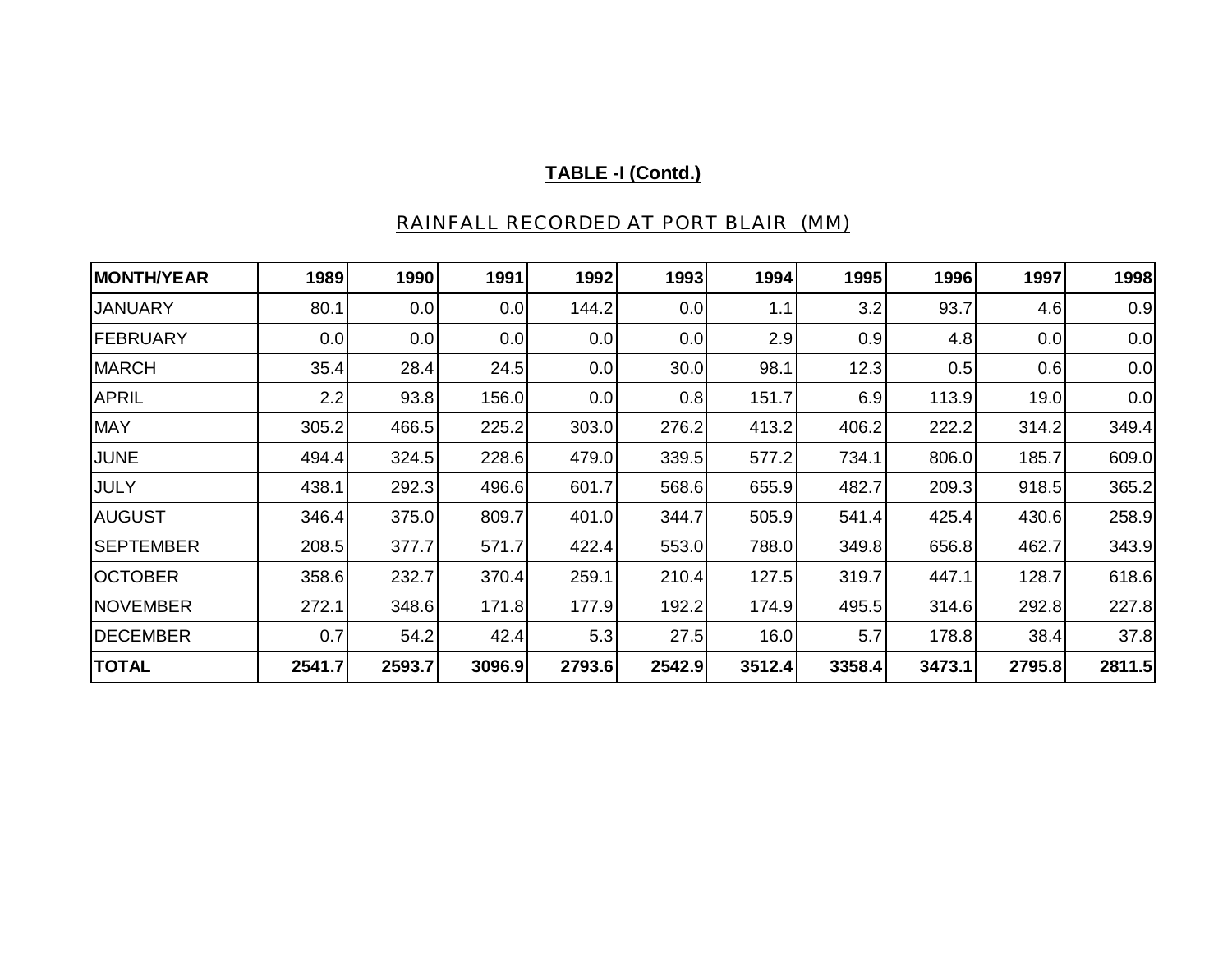**TABLE -I (Contd.)**

RAINFALL RECORDED AT PORT BLAIR (MM)

| MONTH/YEAR | 1989 | 1990 | 1991 | 1992 | 1993 | 1994 | 1995 | 1996 | 1997 | 1998 |
|---|---|---|---|---|---|---|---|---|---|---|
| JANUARY | 80.1 | 0.0 | 0.0 | 144.2 | 0.0 | 1.1 | 3.2 | 93.7 | 4.6 | 0.9 |
| FEBRUARY | 0.0 | 0.0 | 0.0 | 0.0 | 0.0 | 2.9 | 0.9 | 4.8 | 0.0 | 0.0 |
| MARCH | 35.4 | 28.4 | 24.5 | 0.0 | 30.0 | 98.1 | 12.3 | 0.5 | 0.6 | 0.0 |
| APRIL | 2.2 | 93.8 | 156.0 | 0.0 | 0.8 | 151.7 | 6.9 | 113.9 | 19.0 | 0.0 |
| MAY | 305.2 | 466.5 | 225.2 | 303.0 | 276.2 | 413.2 | 406.2 | 222.2 | 314.2 | 349.4 |
| JUNE | 494.4 | 324.5 | 228.6 | 479.0 | 339.5 | 577.2 | 734.1 | 806.0 | 185.7 | 609.0 |
| JULY | 438.1 | 292.3 | 496.6 | 601.7 | 568.6 | 655.9 | 482.7 | 209.3 | 918.5 | 365.2 |
| AUGUST | 346.4 | 375.0 | 809.7 | 401.0 | 344.7 | 505.9 | 541.4 | 425.4 | 430.6 | 258.9 |
| SEPTEMBER | 208.5 | 377.7 | 571.7 | 422.4 | 553.0 | 788.0 | 349.8 | 656.8 | 462.7 | 343.9 |
| OCTOBER | 358.6 | 232.7 | 370.4 | 259.1 | 210.4 | 127.5 | 319.7 | 447.1 | 128.7 | 618.6 |
| NOVEMBER | 272.1 | 348.6 | 171.8 | 177.9 | 192.2 | 174.9 | 495.5 | 314.6 | 292.8 | 227.8 |
| DECEMBER | 0.7 | 54.2 | 42.4 | 5.3 | 27.5 | 16.0 | 5.7 | 178.8 | 38.4 | 37.8 |
| **TOTAL** | **2541.7** | **2593.7** | **3096.9** | **2793.6** | **2542.9** | **3512.4** | **3358.4** | **3473.1** | **2795.8** | **2811.5** |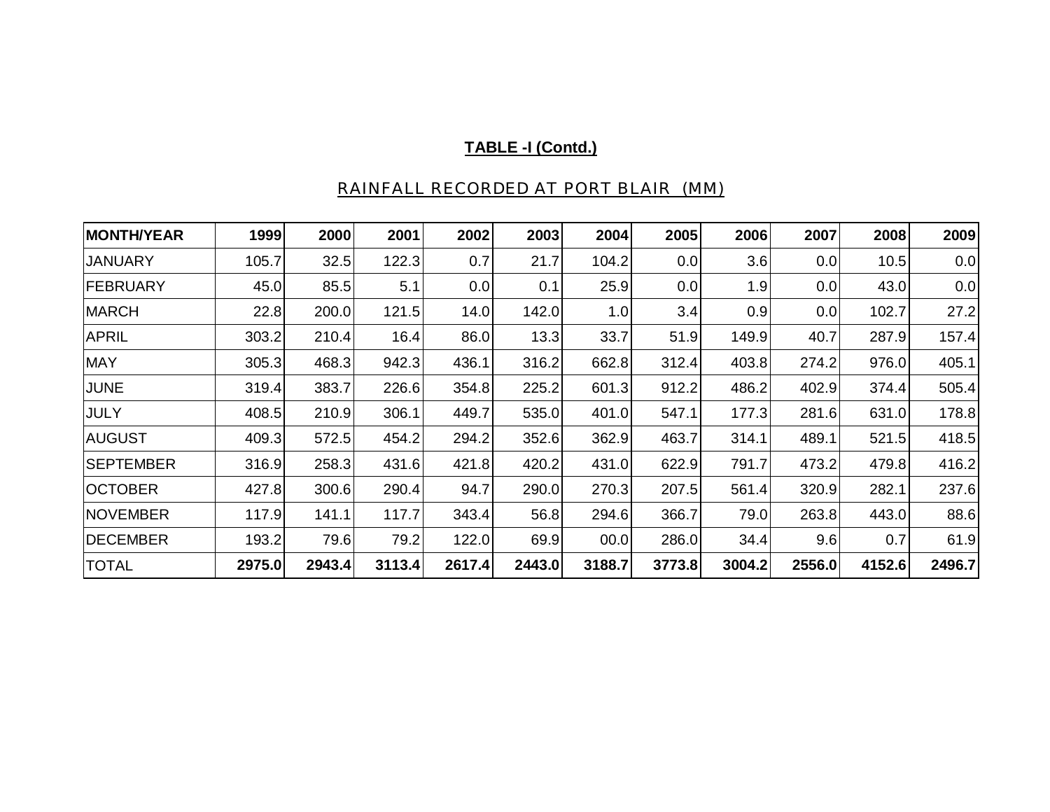**TABLE -I (Contd.)**

RAINFALL RECORDED AT PORT BLAIR (MM)

| MONTH/YEAR | 1999 | 2000 | 2001 | 2002 | 2003 | 2004 | 2005 | 2006 | 2007 | 2008 | 2009 |
|---|---|---|---|---|---|---|---|---|---|---|---|
| JANUARY | 105.7 | 32.5 | 122.3 | 0.7 | 21.7 | 104.2 | 0.0 | 3.6 | 0.0 | 10.5 | 0.0 |
| FEBRUARY | 45.0 | 85.5 | 5.1 | 0.0 | 0.1 | 25.9 | 0.0 | 1.9 | 0.0 | 43.0 | 0.0 |
| MARCH | 22.8 | 200.0 | 121.5 | 14.0 | 142.0 | 1.0 | 3.4 | 0.9 | 0.0 | 102.7 | 27.2 |
| APRIL | 303.2 | 210.4 | 16.4 | 86.0 | 13.3 | 33.7 | 51.9 | 149.9 | 40.7 | 287.9 | 157.4 |
| MAY | 305.3 | 468.3 | 942.3 | 436.1 | 316.2 | 662.8 | 312.4 | 403.8 | 274.2 | 976.0 | 405.1 |
| JUNE | 319.4 | 383.7 | 226.6 | 354.8 | 225.2 | 601.3 | 912.2 | 486.2 | 402.9 | 374.4 | 505.4 |
| JULY | 408.5 | 210.9 | 306.1 | 449.7 | 535.0 | 401.0 | 547.1 | 177.3 | 281.6 | 631.0 | 178.8 |
| AUGUST | 409.3 | 572.5 | 454.2 | 294.2 | 352.6 | 362.9 | 463.7 | 314.1 | 489.1 | 521.5 | 418.5 |
| SEPTEMBER | 316.9 | 258.3 | 431.6 | 421.8 | 420.2 | 431.0 | 622.9 | 791.7 | 473.2 | 479.8 | 416.2 |
| OCTOBER | 427.8 | 300.6 | 290.4 | 94.7 | 290.0 | 270.3 | 207.5 | 561.4 | 320.9 | 282.1 | 237.6 |
| NOVEMBER | 117.9 | 141.1 | 117.7 | 343.4 | 56.8 | 294.6 | 366.7 | 79.0 | 263.8 | 443.0 | 88.6 |
| DECEMBER | 193.2 | 79.6 | 79.2 | 122.0 | 69.9 | 00.0 | 286.0 | 34.4 | 9.6 | 0.7 | 61.9 |
| TOTAL | **2975.0** | **2943.4** | **3113.4** | **2617.4** | **2443.0** | **3188.7** | **3773.8** | **3004.2** | **2556.0** | **4152.6** | **2496.7** |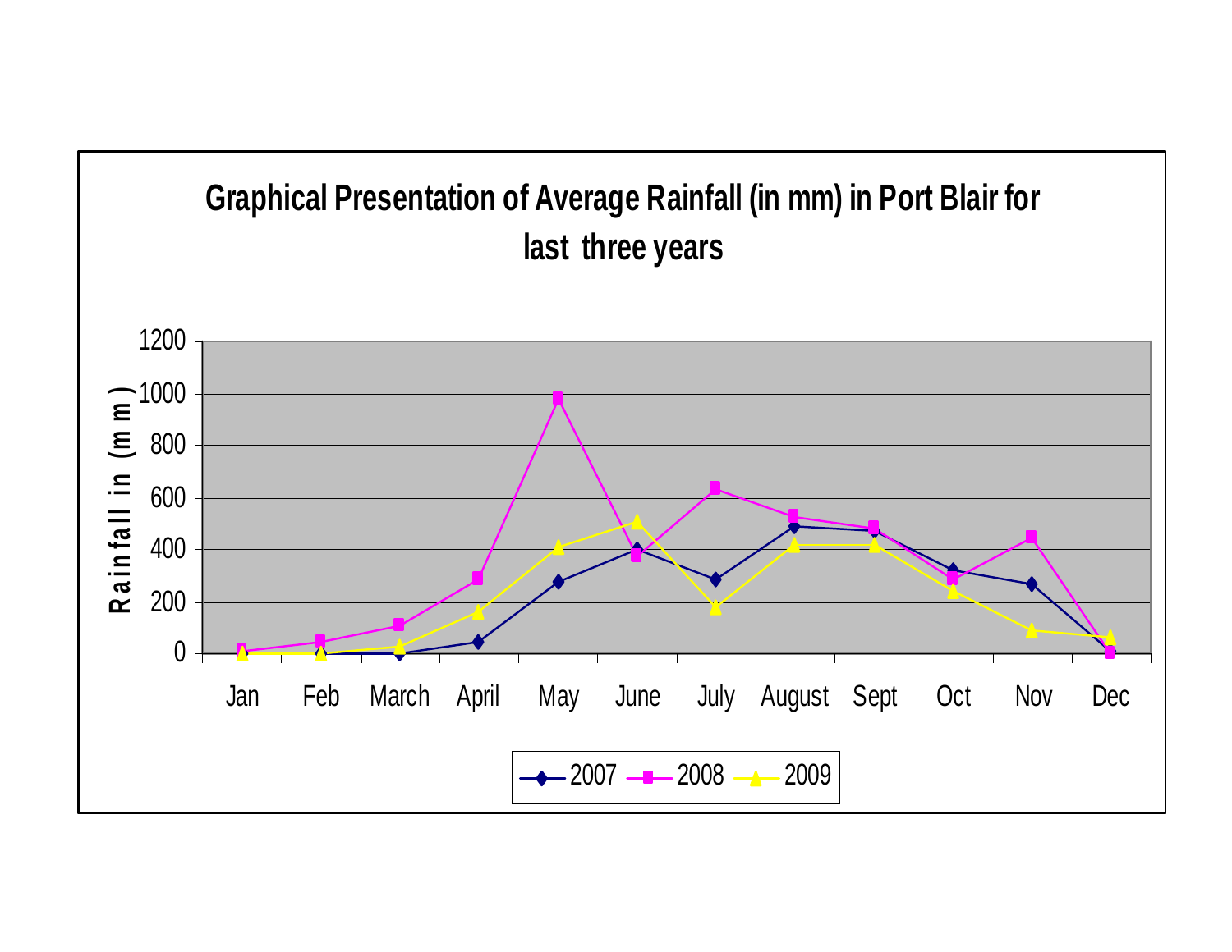## Graphical Presentation of Average Rainfall (in mm) in Port Blair for last three years

Rainfall in (m m)

1200
1000
800
600
400
200
0

Jan Feb March April May June July August Sept Oct Nov Dec

2007 2008 2009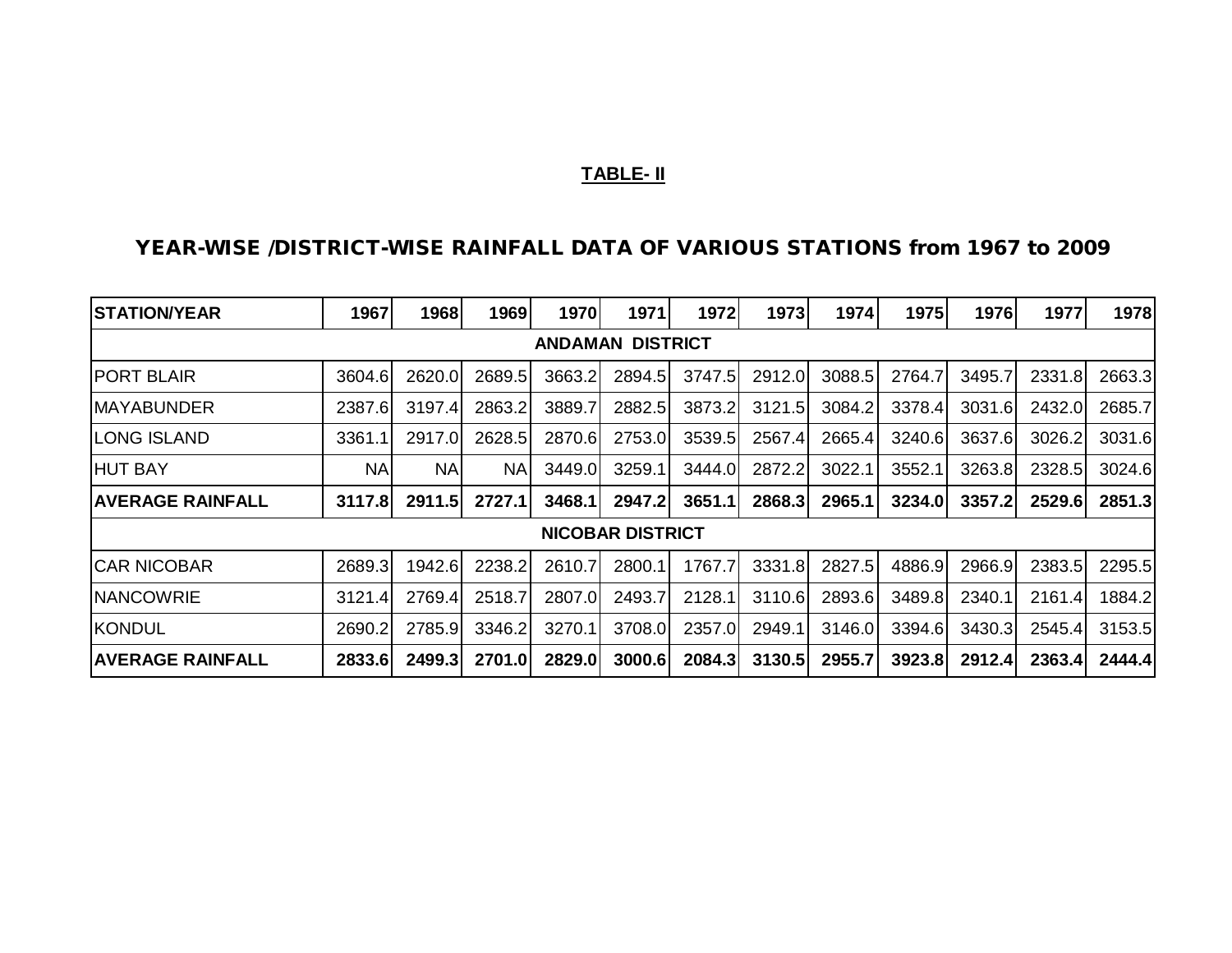**TABLE- II**

## YEAR-WISE /DISTRICT-WISE RAINFALL DATA OF VARIOUS STATIONS from 1967 to 2009

| STATION/YEAR | 1967 | 1968 | 1969 | 1970 | 1971 | 1972 | 1973 | 1974 | 1975 | 1976 | 1977 | 1978 |
|---|---|---|---|---|---|---|---|---|---|---|---|---|
| **ANDAMAN DISTRICT** | | | | | | | | | | | | |
| PORT BLAIR | 3604.6 | 2620.0 | 2689.5 | 3663.2 | 2894.5 | 3747.5 | 2912.0 | 3088.5 | 2764.7 | 3495.7 | 2331.8 | 2663.3 |
| MAYABUNDER | 2387.6 | 3197.4 | 2863.2 | 3889.7 | 2882.5 | 3873.2 | 3121.5 | 3084.2 | 3378.4 | 3031.6 | 2432.0 | 2685.7 |
| LONG ISLAND | 3361.1 | 2917.0 | 2628.5 | 2870.6 | 2753.0 | 3539.5 | 2567.4 | 2665.4 | 3240.6 | 3637.6 | 3026.2 | 3031.6 |
| HUT BAY | NA | NA | NA | 3449.0 | 3259.1 | 3444.0 | 2872.2 | 3022.1 | 3552.1 | 3263.8 | 2328.5 | 3024.6 |
| **AVERAGE RAINFALL** | **3117.8** | **2911.5** | **2727.1** | **3468.1** | **2947.2** | **3651.1** | **2868.3** | **2965.1** | **3234.0** | **3357.2** | **2529.6** | **2851.3** |
| **NICOBAR DISTRICT** | | | | | | | | | | | | |
| CAR NICOBAR | 2689.3 | 1942.6 | 2238.2 | 2610.7 | 2800.1 | 1767.7 | 3331.8 | 2827.5 | 4886.9 | 2966.9 | 2383.5 | 2295.5 |
| NANCOWRIE | 3121.4 | 2769.4 | 2518.7 | 2807.0 | 2493.7 | 2128.1 | 3110.6 | 2893.6 | 3489.8 | 2340.1 | 2161.4 | 1884.2 |
| KONDUL | 2690.2 | 2785.9 | 3346.2 | 3270.1 | 3708.0 | 2357.0 | 2949.1 | 3146.0 | 3394.6 | 3430.3 | 2545.4 | 3153.5 |
| **AVERAGE RAINFALL** | **2833.6** | **2499.3** | **2701.0** | **2829.0** | **3000.6** | **2084.3** | **3130.5** | **2955.7** | **3923.8** | **2912.4** | **2363.4** | **2444.4** |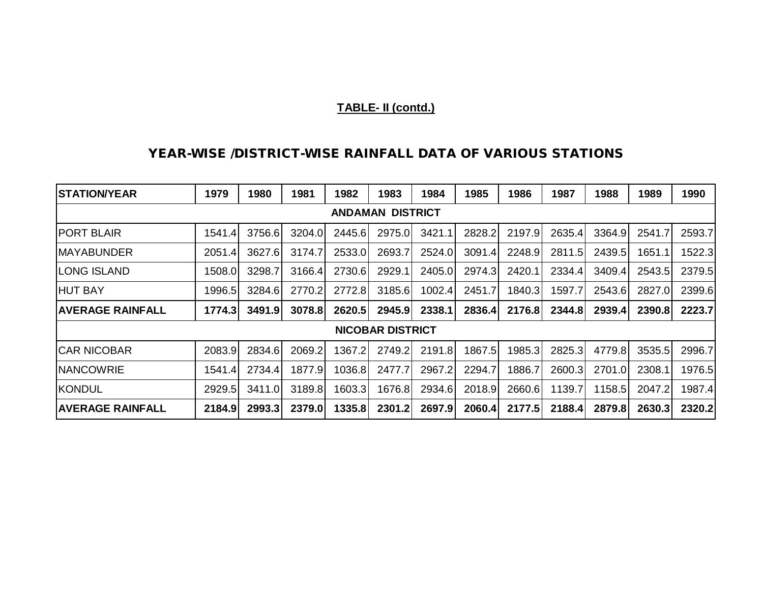**TABLE- II (contd.)**

## YEAR-WISE /DISTRICT-WISE RAINFALL DATA OF VARIOUS STATIONS

| STATION/YEAR | 1979 | 1980 | 1981 | 1982 | 1983 | 1984 | 1985 | 1986 | 1987 | 1988 | 1989 | 1990 |
|---|---|---|---|---|---|---|---|---|---|---|---|---|
| **ANDAMAN DISTRICT** | | | | | | | | | | | | |
| PORT BLAIR | 1541.4 | 3756.6 | 3204.0 | 2445.6 | 2975.0 | 3421.1 | 2828.2 | 2197.9 | 2635.4 | 3364.9 | 2541.7 | 2593.7 |
| MAYABUNDER | 2051.4 | 3627.6 | 3174.7 | 2533.0 | 2693.7 | 2524.0 | 3091.4 | 2248.9 | 2811.5 | 2439.5 | 1651.1 | 1522.3 |
| LONG ISLAND | 1508.0 | 3298.7 | 3166.4 | 2730.6 | 2929.1 | 2405.0 | 2974.3 | 2420.1 | 2334.4 | 3409.4 | 2543.5 | 2379.5 |
| HUT BAY | 1996.5 | 3284.6 | 2770.2 | 2772.8 | 3185.6 | 1002.4 | 2451.7 | 1840.3 | 1597.7 | 2543.6 | 2827.0 | 2399.6 |
| **AVERAGE RAINFALL** | **1774.3** | **3491.9** | **3078.8** | **2620.5** | **2945.9** | **2338.1** | **2836.4** | **2176.8** | **2344.8** | **2939.4** | **2390.8** | **2223.7** |
| **NICOBAR DISTRICT** | | | | | | | | | | | | |
| CAR NICOBAR | 2083.9 | 2834.6 | 2069.2 | 1367.2 | 2749.2 | 2191.8 | 1867.5 | 1985.3 | 2825.3 | 4779.8 | 3535.5 | 2996.7 |
| NANCOWRIE | 1541.4 | 2734.4 | 1877.9 | 1036.8 | 2477.7 | 2967.2 | 2294.7 | 1886.7 | 2600.3 | 2701.0 | 2308.1 | 1976.5 |
| KONDUL | 2929.5 | 3411.0 | 3189.8 | 1603.3 | 1676.8 | 2934.6 | 2018.9 | 2660.6 | 1139.7 | 1158.5 | 2047.2 | 1987.4 |
| **AVERAGE RAINFALL** | **2184.9** | **2993.3** | **2379.0** | **1335.8** | **2301.2** | **2697.9** | **2060.4** | **2177.5** | **2188.4** | **2879.8** | **2630.3** | **2320.2** |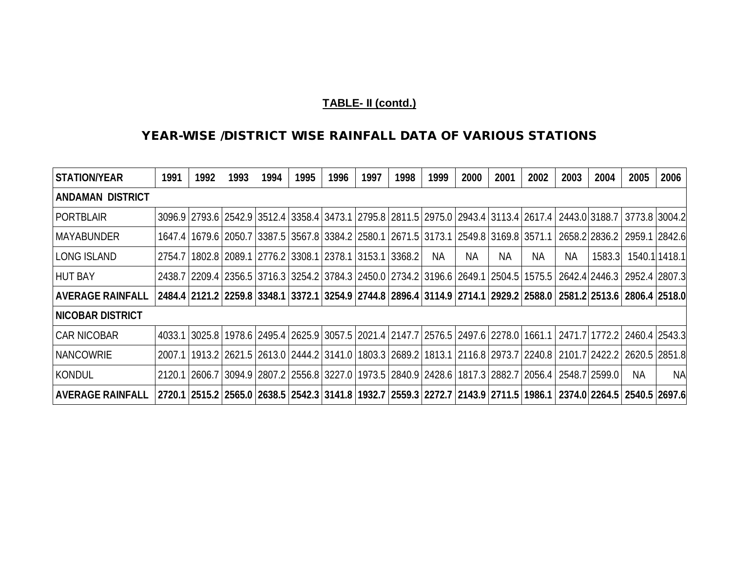**TABLE- II (contd.)**

## YEAR-WISE /DISTRICT WISE RAINFALL DATA OF VARIOUS STATIONS

| STATION/YEAR | 1991 | 1992 | 1993 | 1994 | 1995 | 1996 | 1997 | 1998 | 1999 | 2000 | 2001 | 2002 | 2003 | 2004 | 2005 | 2006 |
|---|---|---|---|---|---|---|---|---|---|---|---|---|---|---|---|---|
| **ANDAMAN DISTRICT** | | | | | | | | | | | | | | | | |
| PORTBLAIR | 3096.9 | 2793.6 | 2542.9 | 3512.4 | 3358.4 | 3473.1 | 2795.8 | 2811.5 | 2975.0 | 2943.4 | 3113.4 | 2617.4 | 2443.0 | 3188.7 | 3773.8 | 3004.2 |
| MAYABUNDER | 1647.4 | 1679.6 | 2050.7 | 3387.5 | 3567.8 | 3384.2 | 2580.1 | 2671.5 | 3173.1 | 2549.8 | 3169.8 | 3571.1 | 2658.2 | 2836.2 | 2959.1 | 2842.6 |
| LONG ISLAND | 2754.7 | 1802.8 | 2089.1 | 2776.2 | 3308.1 | 2378.1 | 3153.1 | 3368.2 | NA | NA | NA | NA | NA | 1583.3 | 1540.1 | 1418.1 |
| HUT BAY | 2438.7 | 2209.4 | 2356.5 | 3716.3 | 3254.2 | 3784.3 | 2450.0 | 2734.2 | 3196.6 | 2649.1 | 2504.5 | 1575.5 | 2642.4 | 2446.3 | 2952.4 | 2807.3 |
| **AVERAGE RAINFALL** | **2484.4** | **2121.2** | **2259.8** | **3348.1** | **3372.1** | **3254.9** | **2744.8** | **2896.4** | **3114.9** | **2714.1** | **2929.2** | **2588.0** | **2581.2** | **2513.6** | **2806.4** | **2518.0** |
| **NICOBAR DISTRICT** | | | | | | | | | | | | | | | | |
| CAR NICOBAR | 4033.1 | 3025.8 | 1978.6 | 2495.4 | 2625.9 | 3057.5 | 2021.4 | 2147.7 | 2576.5 | 2497.6 | 2278.0 | 1661.1 | 2471.7 | 1772.2 | 2460.4 | 2543.3 |
| NANCOWRIE | 2007.1 | 1913.2 | 2621.5 | 2613.0 | 2444.2 | 3141.0 | 1803.3 | 2689.2 | 1813.1 | 2116.8 | 2973.7 | 2240.8 | 2101.7 | 2422.2 | 2620.5 | 2851.8 |
| KONDUL | 2120.1 | 2606.7 | 3094.9 | 2807.2 | 2556.8 | 3227.0 | 1973.5 | 2840.9 | 2428.6 | 1817.3 | 2882.7 | 2056.4 | 2548.7 | 2599.0 | NA | NA |
| **AVERAGE RAINFALL** | **2720.1** | **2515.2** | **2565.0** | **2638.5** | **2542.3** | **3141.8** | **1932.7** | **2559.3** | **2272.7** | **2143.9** | **2711.5** | **1986.1** | **2374.0** | **2264.5** | **2540.5** | **2697.6** |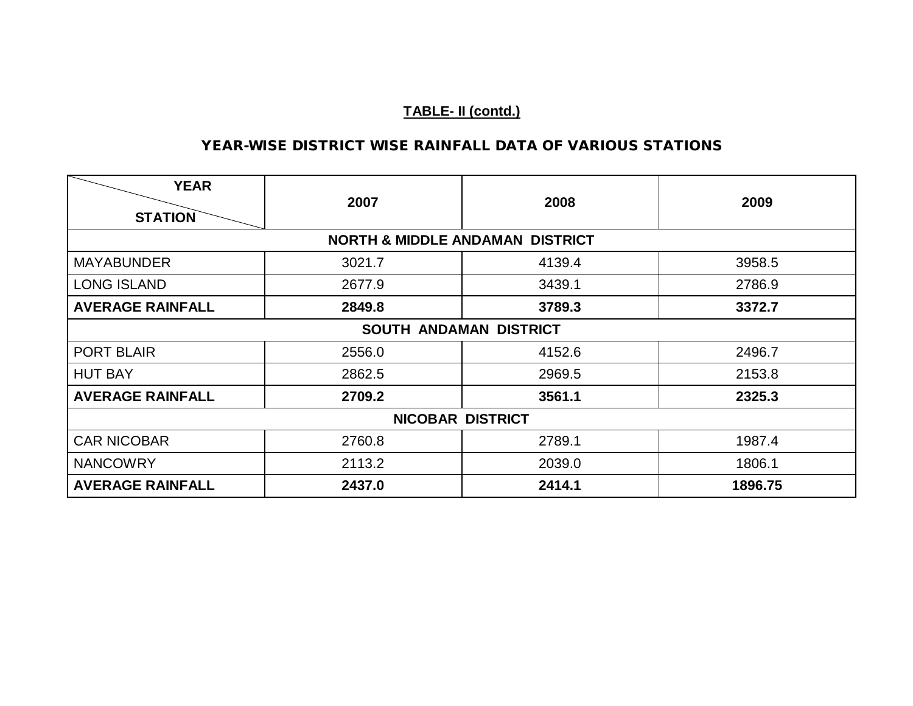**TABLE- II (contd.)**

## YEAR-WISE DISTRICT WISE RAINFALL DATA OF VARIOUS STATIONS

| YEAR / STATION | 2007 | 2008 | 2009 |
|---|---|---|---|
| **NORTH & MIDDLE ANDAMAN DISTRICT** | | | |
| MAYABUNDER | 3021.7 | 4139.4 | 3958.5 |
| LONG ISLAND | 2677.9 | 3439.1 | 2786.9 |
| **AVERAGE RAINFALL** | **2849.8** | **3789.3** | **3372.7** |
| **SOUTH ANDAMAN DISTRICT** | | | |
| PORT BLAIR | 2556.0 | 4152.6 | 2496.7 |
| HUT BAY | 2862.5 | 2969.5 | 2153.8 |
| **AVERAGE RAINFALL** | **2709.2** | **3561.1** | **2325.3** |
| **NICOBAR DISTRICT** | | | |
| CAR NICOBAR | 2760.8 | 2789.1 | 1987.4 |
| NANCOWRY | 2113.2 | 2039.0 | 1806.1 |
| **AVERAGE RAINFALL** | **2437.0** | **2414.1** | **1896.75** |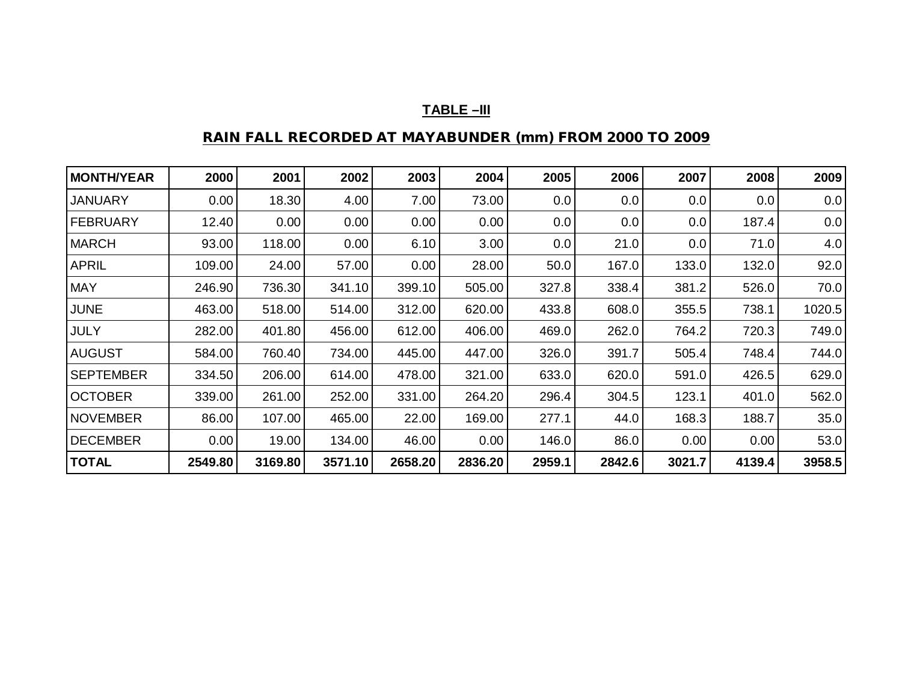**TABLE –III**

**RAIN FALL RECORDED AT MAYABUNDER (mm) FROM 2000 TO 2009**

| MONTH/YEAR | 2000 | 2001 | 2002 | 2003 | 2004 | 2005 | 2006 | 2007 | 2008 | 2009 |
|---|---|---|---|---|---|---|---|---|---|---|
| JANUARY | 0.00 | 18.30 | 4.00 | 7.00 | 73.00 | 0.0 | 0.0 | 0.0 | 0.0 | 0.0 |
| FEBRUARY | 12.40 | 0.00 | 0.00 | 0.00 | 0.00 | 0.0 | 0.0 | 0.0 | 187.4 | 0.0 |
| MARCH | 93.00 | 118.00 | 0.00 | 6.10 | 3.00 | 0.0 | 21.0 | 0.0 | 71.0 | 4.0 |
| APRIL | 109.00 | 24.00 | 57.00 | 0.00 | 28.00 | 50.0 | 167.0 | 133.0 | 132.0 | 92.0 |
| MAY | 246.90 | 736.30 | 341.10 | 399.10 | 505.00 | 327.8 | 338.4 | 381.2 | 526.0 | 70.0 |
| JUNE | 463.00 | 518.00 | 514.00 | 312.00 | 620.00 | 433.8 | 608.0 | 355.5 | 738.1 | 1020.5 |
| JULY | 282.00 | 401.80 | 456.00 | 612.00 | 406.00 | 469.0 | 262.0 | 764.2 | 720.3 | 749.0 |
| AUGUST | 584.00 | 760.40 | 734.00 | 445.00 | 447.00 | 326.0 | 391.7 | 505.4 | 748.4 | 744.0 |
| SEPTEMBER | 334.50 | 206.00 | 614.00 | 478.00 | 321.00 | 633.0 | 620.0 | 591.0 | 426.5 | 629.0 |
| OCTOBER | 339.00 | 261.00 | 252.00 | 331.00 | 264.20 | 296.4 | 304.5 | 123.1 | 401.0 | 562.0 |
| NOVEMBER | 86.00 | 107.00 | 465.00 | 22.00 | 169.00 | 277.1 | 44.0 | 168.3 | 188.7 | 35.0 |
| DECEMBER | 0.00 | 19.00 | 134.00 | 46.00 | 0.00 | 146.0 | 86.0 | 0.00 | 0.00 | 53.0 |
| **TOTAL** | **2549.80** | **3169.80** | **3571.10** | **2658.20** | **2836.20** | **2959.1** | **2842.6** | **3021.7** | **4139.4** | **3958.5** |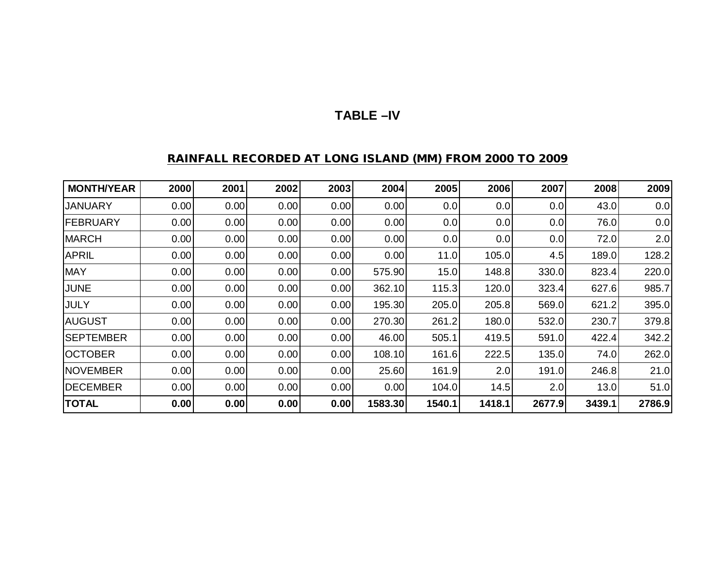# TABLE –IV

## RAINFALL RECORDED AT LONG ISLAND (MM) FROM 2000 TO 2009

| MONTH/YEAR | 2000 | 2001 | 2002 | 2003 | 2004 | 2005 | 2006 | 2007 | 2008 | 2009 |
|---|---|---|---|---|---|---|---|---|---|---|
| JANUARY | 0.00 | 0.00 | 0.00 | 0.00 | 0.00 | 0.0 | 0.0 | 0.0 | 43.0 | 0.0 |
| FEBRUARY | 0.00 | 0.00 | 0.00 | 0.00 | 0.00 | 0.0 | 0.0 | 0.0 | 76.0 | 0.0 |
| MARCH | 0.00 | 0.00 | 0.00 | 0.00 | 0.00 | 0.0 | 0.0 | 0.0 | 72.0 | 2.0 |
| APRIL | 0.00 | 0.00 | 0.00 | 0.00 | 0.00 | 11.0 | 105.0 | 4.5 | 189.0 | 128.2 |
| MAY | 0.00 | 0.00 | 0.00 | 0.00 | 575.90 | 15.0 | 148.8 | 330.0 | 823.4 | 220.0 |
| JUNE | 0.00 | 0.00 | 0.00 | 0.00 | 362.10 | 115.3 | 120.0 | 323.4 | 627.6 | 985.7 |
| JULY | 0.00 | 0.00 | 0.00 | 0.00 | 195.30 | 205.0 | 205.8 | 569.0 | 621.2 | 395.0 |
| AUGUST | 0.00 | 0.00 | 0.00 | 0.00 | 270.30 | 261.2 | 180.0 | 532.0 | 230.7 | 379.8 |
| SEPTEMBER | 0.00 | 0.00 | 0.00 | 0.00 | 46.00 | 505.1 | 419.5 | 591.0 | 422.4 | 342.2 |
| OCTOBER | 0.00 | 0.00 | 0.00 | 0.00 | 108.10 | 161.6 | 222.5 | 135.0 | 74.0 | 262.0 |
| NOVEMBER | 0.00 | 0.00 | 0.00 | 0.00 | 25.60 | 161.9 | 2.0 | 191.0 | 246.8 | 21.0 |
| DECEMBER | 0.00 | 0.00 | 0.00 | 0.00 | 0.00 | 104.0 | 14.5 | 2.0 | 13.0 | 51.0 |
| **TOTAL** | **0.00** | **0.00** | **0.00** | **0.00** | **1583.30** | **1540.1** | **1418.1** | **2677.9** | **3439.1** | **2786.9** |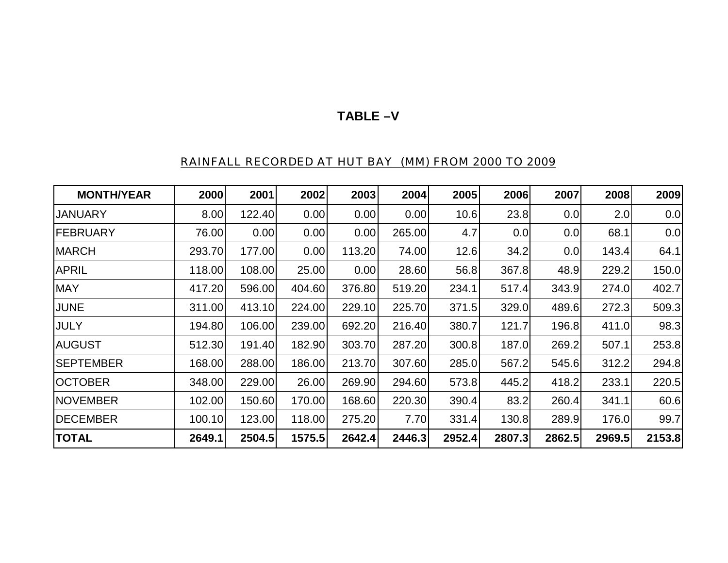# TABLE –V

## RAINFALL RECORDED AT HUT BAY (MM) FROM 2000 TO 2009

| MONTH/YEAR | 2000 | 2001 | 2002 | 2003 | 2004 | 2005 | 2006 | 2007 | 2008 | 2009 |
|---|---|---|---|---|---|---|---|---|---|---|
| JANUARY | 8.00 | 122.40 | 0.00 | 0.00 | 0.00 | 10.6 | 23.8 | 0.0 | 2.0 | 0.0 |
| FEBRUARY | 76.00 | 0.00 | 0.00 | 0.00 | 265.00 | 4.7 | 0.0 | 0.0 | 68.1 | 0.0 |
| MARCH | 293.70 | 177.00 | 0.00 | 113.20 | 74.00 | 12.6 | 34.2 | 0.0 | 143.4 | 64.1 |
| APRIL | 118.00 | 108.00 | 25.00 | 0.00 | 28.60 | 56.8 | 367.8 | 48.9 | 229.2 | 150.0 |
| MAY | 417.20 | 596.00 | 404.60 | 376.80 | 519.20 | 234.1 | 517.4 | 343.9 | 274.0 | 402.7 |
| JUNE | 311.00 | 413.10 | 224.00 | 229.10 | 225.70 | 371.5 | 329.0 | 489.6 | 272.3 | 509.3 |
| JULY | 194.80 | 106.00 | 239.00 | 692.20 | 216.40 | 380.7 | 121.7 | 196.8 | 411.0 | 98.3 |
| AUGUST | 512.30 | 191.40 | 182.90 | 303.70 | 287.20 | 300.8 | 187.0 | 269.2 | 507.1 | 253.8 |
| SEPTEMBER | 168.00 | 288.00 | 186.00 | 213.70 | 307.60 | 285.0 | 567.2 | 545.6 | 312.2 | 294.8 |
| OCTOBER | 348.00 | 229.00 | 26.00 | 269.90 | 294.60 | 573.8 | 445.2 | 418.2 | 233.1 | 220.5 |
| NOVEMBER | 102.00 | 150.60 | 170.00 | 168.60 | 220.30 | 390.4 | 83.2 | 260.4 | 341.1 | 60.6 |
| DECEMBER | 100.10 | 123.00 | 118.00 | 275.20 | 7.70 | 331.4 | 130.8 | 289.9 | 176.0 | 99.7 |
| **TOTAL** | **2649.1** | **2504.5** | **1575.5** | **2642.4** | **2446.3** | **2952.4** | **2807.3** | **2862.5** | **2969.5** | **2153.8** |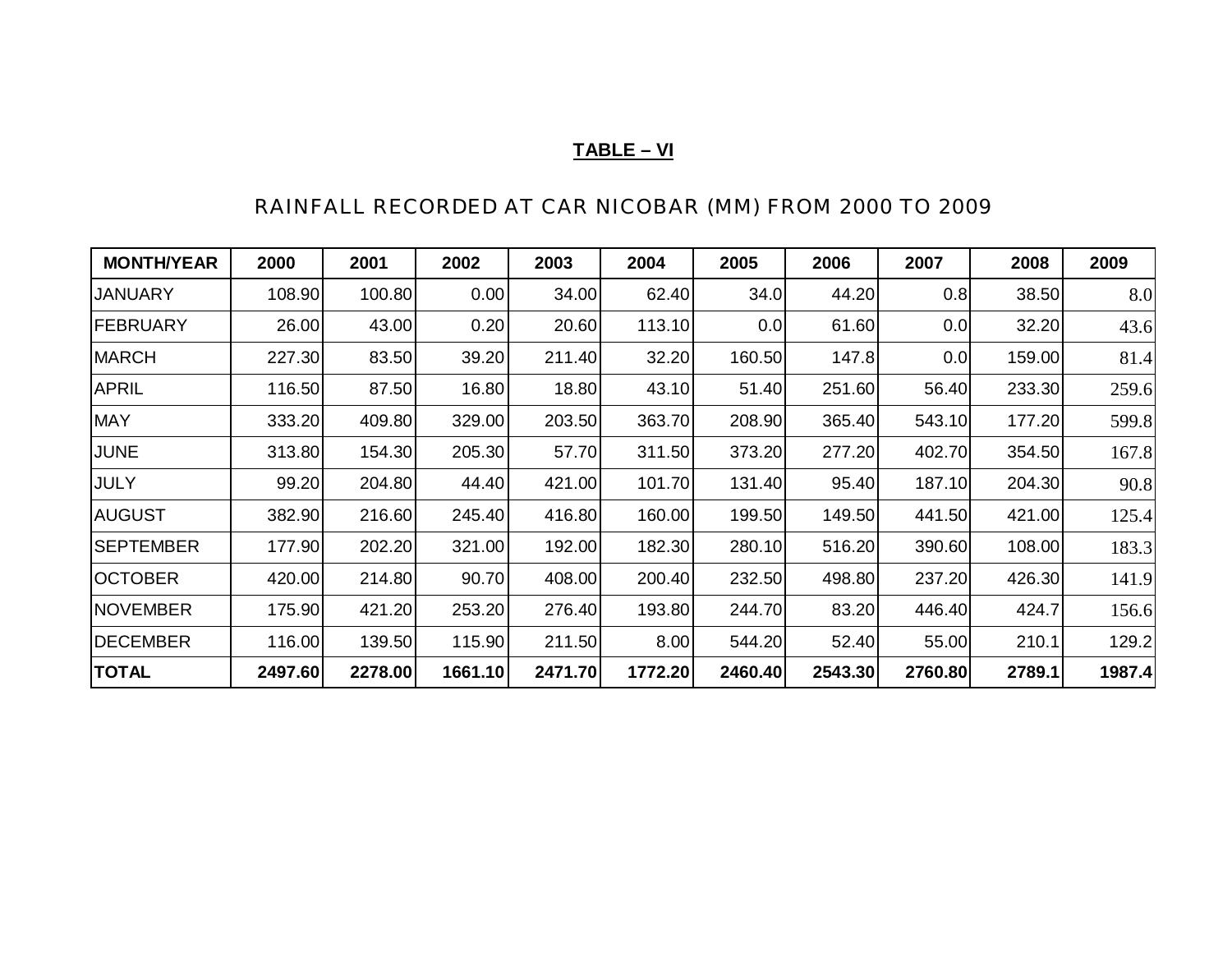**TABLE – VI**

RAINFALL RECORDED AT CAR NICOBAR (MM) FROM 2000 TO 2009

| MONTH/YEAR | 2000 | 2001 | 2002 | 2003 | 2004 | 2005 | 2006 | 2007 | 2008 | 2009 |
|---|---|---|---|---|---|---|---|---|---|---|
| JANUARY | 108.90 | 100.80 | 0.00 | 34.00 | 62.40 | 34.0 | 44.20 | 0.8 | 38.50 | 8.0 |
| FEBRUARY | 26.00 | 43.00 | 0.20 | 20.60 | 113.10 | 0.0 | 61.60 | 0.0 | 32.20 | 43.6 |
| MARCH | 227.30 | 83.50 | 39.20 | 211.40 | 32.20 | 160.50 | 147.8 | 0.0 | 159.00 | 81.4 |
| APRIL | 116.50 | 87.50 | 16.80 | 18.80 | 43.10 | 51.40 | 251.60 | 56.40 | 233.30 | 259.6 |
| MAY | 333.20 | 409.80 | 329.00 | 203.50 | 363.70 | 208.90 | 365.40 | 543.10 | 177.20 | 599.8 |
| JUNE | 313.80 | 154.30 | 205.30 | 57.70 | 311.50 | 373.20 | 277.20 | 402.70 | 354.50 | 167.8 |
| JULY | 99.20 | 204.80 | 44.40 | 421.00 | 101.70 | 131.40 | 95.40 | 187.10 | 204.30 | 90.8 |
| AUGUST | 382.90 | 216.60 | 245.40 | 416.80 | 160.00 | 199.50 | 149.50 | 441.50 | 421.00 | 125.4 |
| SEPTEMBER | 177.90 | 202.20 | 321.00 | 192.00 | 182.30 | 280.10 | 516.20 | 390.60 | 108.00 | 183.3 |
| OCTOBER | 420.00 | 214.80 | 90.70 | 408.00 | 200.40 | 232.50 | 498.80 | 237.20 | 426.30 | 141.9 |
| NOVEMBER | 175.90 | 421.20 | 253.20 | 276.40 | 193.80 | 244.70 | 83.20 | 446.40 | 424.7 | 156.6 |
| DECEMBER | 116.00 | 139.50 | 115.90 | 211.50 | 8.00 | 544.20 | 52.40 | 55.00 | 210.1 | 129.2 |
| **TOTAL** | **2497.60** | **2278.00** | **1661.10** | **2471.70** | **1772.20** | **2460.40** | **2543.30** | **2760.80** | **2789.1** | **1987.4** |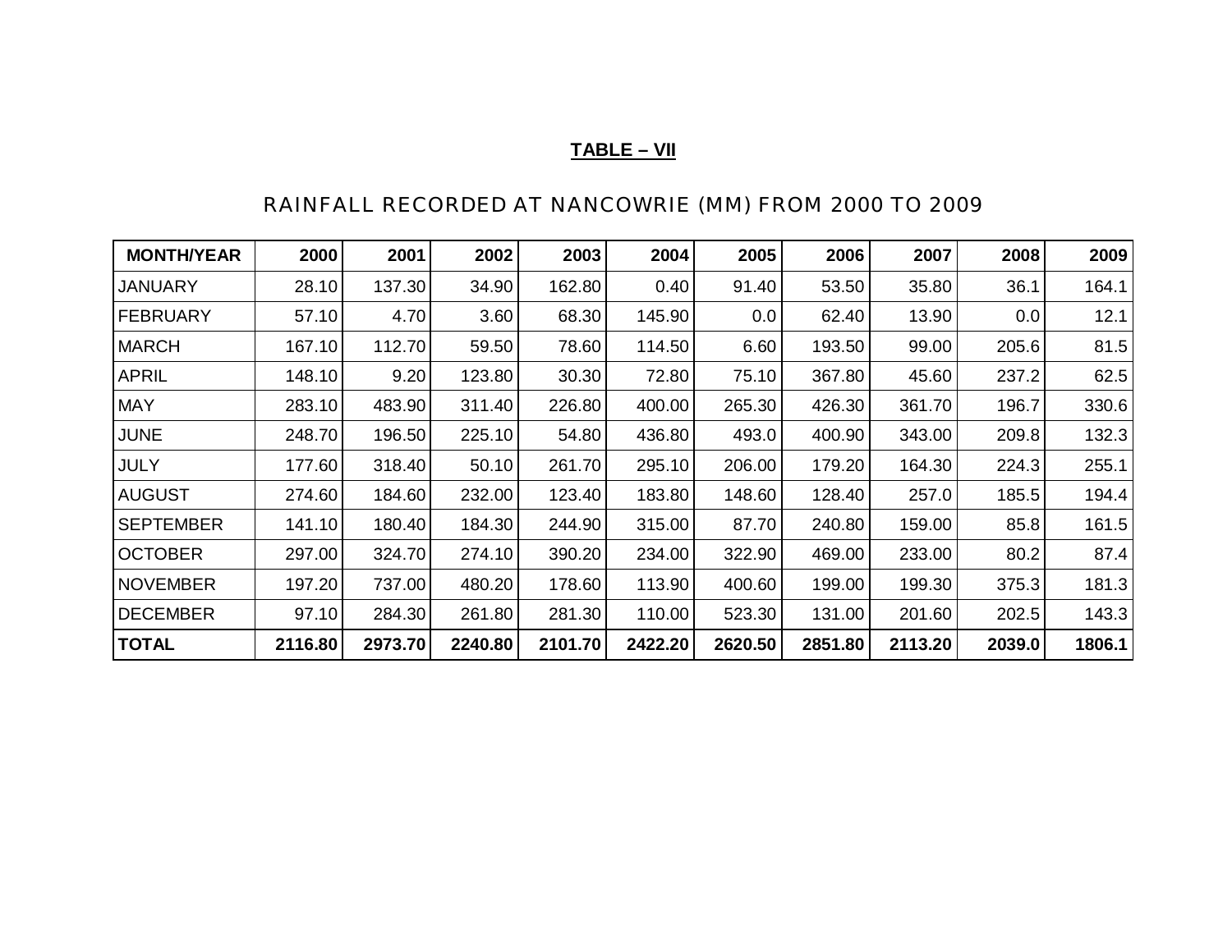**TABLE – VII**

RAINFALL RECORDED AT NANCOWRIE (MM) FROM 2000 TO 2009

| MONTH/YEAR | 2000 | 2001 | 2002 | 2003 | 2004 | 2005 | 2006 | 2007 | 2008 | 2009 |
|---|---|---|---|---|---|---|---|---|---|---|
| JANUARY | 28.10 | 137.30 | 34.90 | 162.80 | 0.40 | 91.40 | 53.50 | 35.80 | 36.1 | 164.1 |
| FEBRUARY | 57.10 | 4.70 | 3.60 | 68.30 | 145.90 | 0.0 | 62.40 | 13.90 | 0.0 | 12.1 |
| MARCH | 167.10 | 112.70 | 59.50 | 78.60 | 114.50 | 6.60 | 193.50 | 99.00 | 205.6 | 81.5 |
| APRIL | 148.10 | 9.20 | 123.80 | 30.30 | 72.80 | 75.10 | 367.80 | 45.60 | 237.2 | 62.5 |
| MAY | 283.10 | 483.90 | 311.40 | 226.80 | 400.00 | 265.30 | 426.30 | 361.70 | 196.7 | 330.6 |
| JUNE | 248.70 | 196.50 | 225.10 | 54.80 | 436.80 | 493.0 | 400.90 | 343.00 | 209.8 | 132.3 |
| JULY | 177.60 | 318.40 | 50.10 | 261.70 | 295.10 | 206.00 | 179.20 | 164.30 | 224.3 | 255.1 |
| AUGUST | 274.60 | 184.60 | 232.00 | 123.40 | 183.80 | 148.60 | 128.40 | 257.0 | 185.5 | 194.4 |
| SEPTEMBER | 141.10 | 180.40 | 184.30 | 244.90 | 315.00 | 87.70 | 240.80 | 159.00 | 85.8 | 161.5 |
| OCTOBER | 297.00 | 324.70 | 274.10 | 390.20 | 234.00 | 322.90 | 469.00 | 233.00 | 80.2 | 87.4 |
| NOVEMBER | 197.20 | 737.00 | 480.20 | 178.60 | 113.90 | 400.60 | 199.00 | 199.30 | 375.3 | 181.3 |
| DECEMBER | 97.10 | 284.30 | 261.80 | 281.30 | 110.00 | 523.30 | 131.00 | 201.60 | 202.5 | 143.3 |
| **TOTAL** | **2116.80** | **2973.70** | **2240.80** | **2101.70** | **2422.20** | **2620.50** | **2851.80** | **2113.20** | **2039.0** | **1806.1** |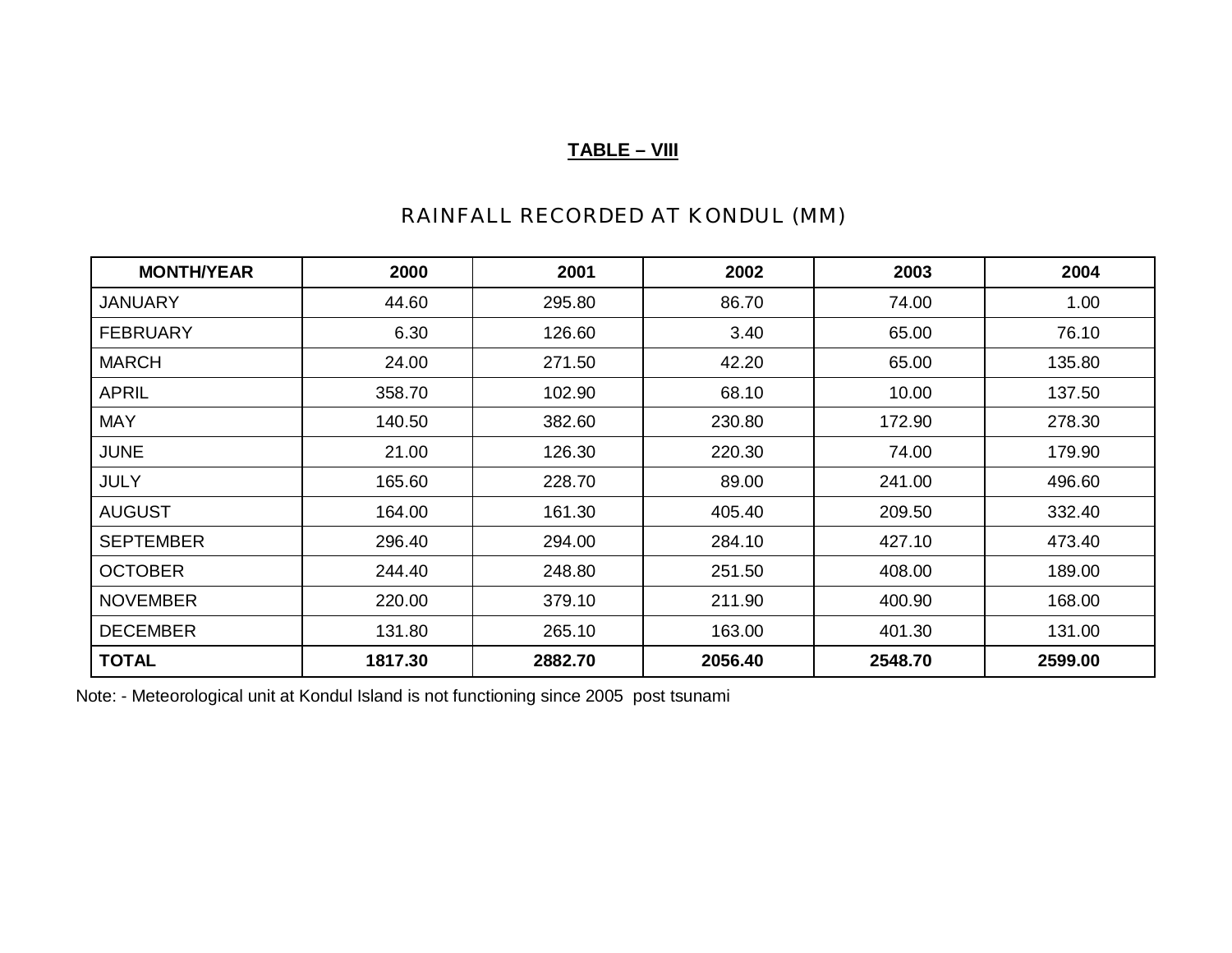**TABLE – VIII**

## RAINFALL RECORDED AT KONDUL (MM)

| MONTH/YEAR | 2000 | 2001 | 2002 | 2003 | 2004 |
|---|---|---|---|---|---|
| JANUARY | 44.60 | 295.80 | 86.70 | 74.00 | 1.00 |
| FEBRUARY | 6.30 | 126.60 | 3.40 | 65.00 | 76.10 |
| MARCH | 24.00 | 271.50 | 42.20 | 65.00 | 135.80 |
| APRIL | 358.70 | 102.90 | 68.10 | 10.00 | 137.50 |
| MAY | 140.50 | 382.60 | 230.80 | 172.90 | 278.30 |
| JUNE | 21.00 | 126.30 | 220.30 | 74.00 | 179.90 |
| JULY | 165.60 | 228.70 | 89.00 | 241.00 | 496.60 |
| AUGUST | 164.00 | 161.30 | 405.40 | 209.50 | 332.40 |
| SEPTEMBER | 296.40 | 294.00 | 284.10 | 427.10 | 473.40 |
| OCTOBER | 244.40 | 248.80 | 251.50 | 408.00 | 189.00 |
| NOVEMBER | 220.00 | 379.10 | 211.90 | 400.90 | 168.00 |
| DECEMBER | 131.80 | 265.10 | 163.00 | 401.30 | 131.00 |
| **TOTAL** | **1817.30** | **2882.70** | **2056.40** | **2548.70** | **2599.00** |

Note: - Meteorological unit at Kondul Island is not functioning since 2005 post tsunami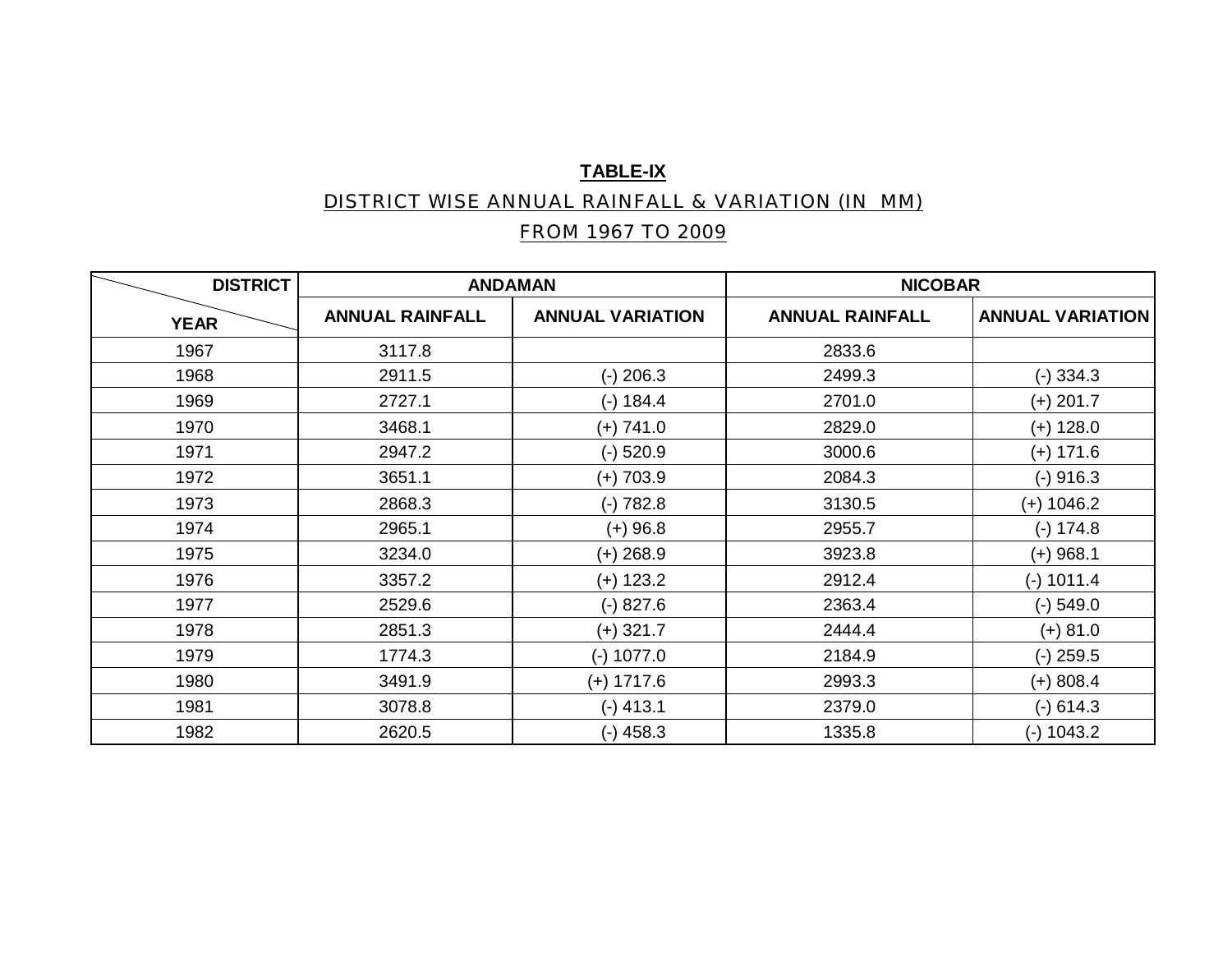**TABLE-IX**

DISTRICT WISE ANNUAL RAINFALL & VARIATION (IN MM)

FROM 1967 TO 2009

| DISTRICT / YEAR | ANDAMAN | | NICOBAR | |
|---|---|---|---|---|
| | ANNUAL RAINFALL | ANNUAL VARIATION | ANNUAL RAINFALL | ANNUAL VARIATION |
| 1967 | 3117.8 | | 2833.6 | |
| 1968 | 2911.5 | (-) 206.3 | 2499.3 | (-) 334.3 |
| 1969 | 2727.1 | (-) 184.4 | 2701.0 | (+) 201.7 |
| 1970 | 3468.1 | (+) 741.0 | 2829.0 | (+) 128.0 |
| 1971 | 2947.2 | (-) 520.9 | 3000.6 | (+) 171.6 |
| 1972 | 3651.1 | (+) 703.9 | 2084.3 | (-) 916.3 |
| 1973 | 2868.3 | (-) 782.8 | 3130.5 | (+) 1046.2 |
| 1974 | 2965.1 | (+) 96.8 | 2955.7 | (-) 174.8 |
| 1975 | 3234.0 | (+) 268.9 | 3923.8 | (+) 968.1 |
| 1976 | 3357.2 | (+) 123.2 | 2912.4 | (-) 1011.4 |
| 1977 | 2529.6 | (-) 827.6 | 2363.4 | (-) 549.0 |
| 1978 | 2851.3 | (+) 321.7 | 2444.4 | (+) 81.0 |
| 1979 | 1774.3 | (-) 1077.0 | 2184.9 | (-) 259.5 |
| 1980 | 3491.9 | (+) 1717.6 | 2993.3 | (+) 808.4 |
| 1981 | 3078.8 | (-) 413.1 | 2379.0 | (-) 614.3 |
| 1982 | 2620.5 | (-) 458.3 | 1335.8 | (-) 1043.2 |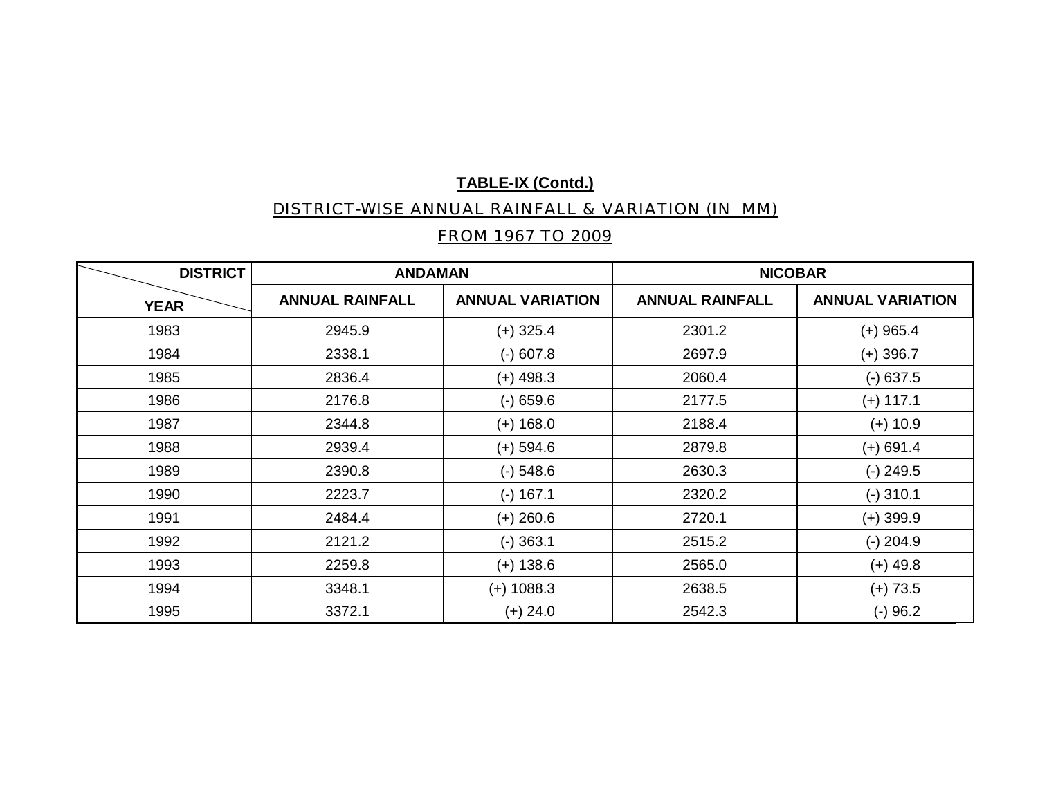**TABLE-IX (Contd.)**

DISTRICT-WISE ANNUAL RAINFALL & VARIATION (IN MM)

FROM 1967 TO 2009

| DISTRICT / YEAR | ANDAMAN | | NICOBAR | |
|---|---|---|---|---|
| | ANNUAL RAINFALL | ANNUAL VARIATION | ANNUAL RAINFALL | ANNUAL VARIATION |
| 1983 | 2945.9 | (+) 325.4 | 2301.2 | (+) 965.4 |
| 1984 | 2338.1 | (-) 607.8 | 2697.9 | (+) 396.7 |
| 1985 | 2836.4 | (+) 498.3 | 2060.4 | (-) 637.5 |
| 1986 | 2176.8 | (-) 659.6 | 2177.5 | (+) 117.1 |
| 1987 | 2344.8 | (+) 168.0 | 2188.4 | (+) 10.9 |
| 1988 | 2939.4 | (+) 594.6 | 2879.8 | (+) 691.4 |
| 1989 | 2390.8 | (-) 548.6 | 2630.3 | (-) 249.5 |
| 1990 | 2223.7 | (-) 167.1 | 2320.2 | (-) 310.1 |
| 1991 | 2484.4 | (+) 260.6 | 2720.1 | (+) 399.9 |
| 1992 | 2121.2 | (-) 363.1 | 2515.2 | (-) 204.9 |
| 1993 | 2259.8 | (+) 138.6 | 2565.0 | (+) 49.8 |
| 1994 | 3348.1 | (+) 1088.3 | 2638.5 | (+) 73.5 |
| 1995 | 3372.1 | (+) 24.0 | 2542.3 | (-) 96.2 |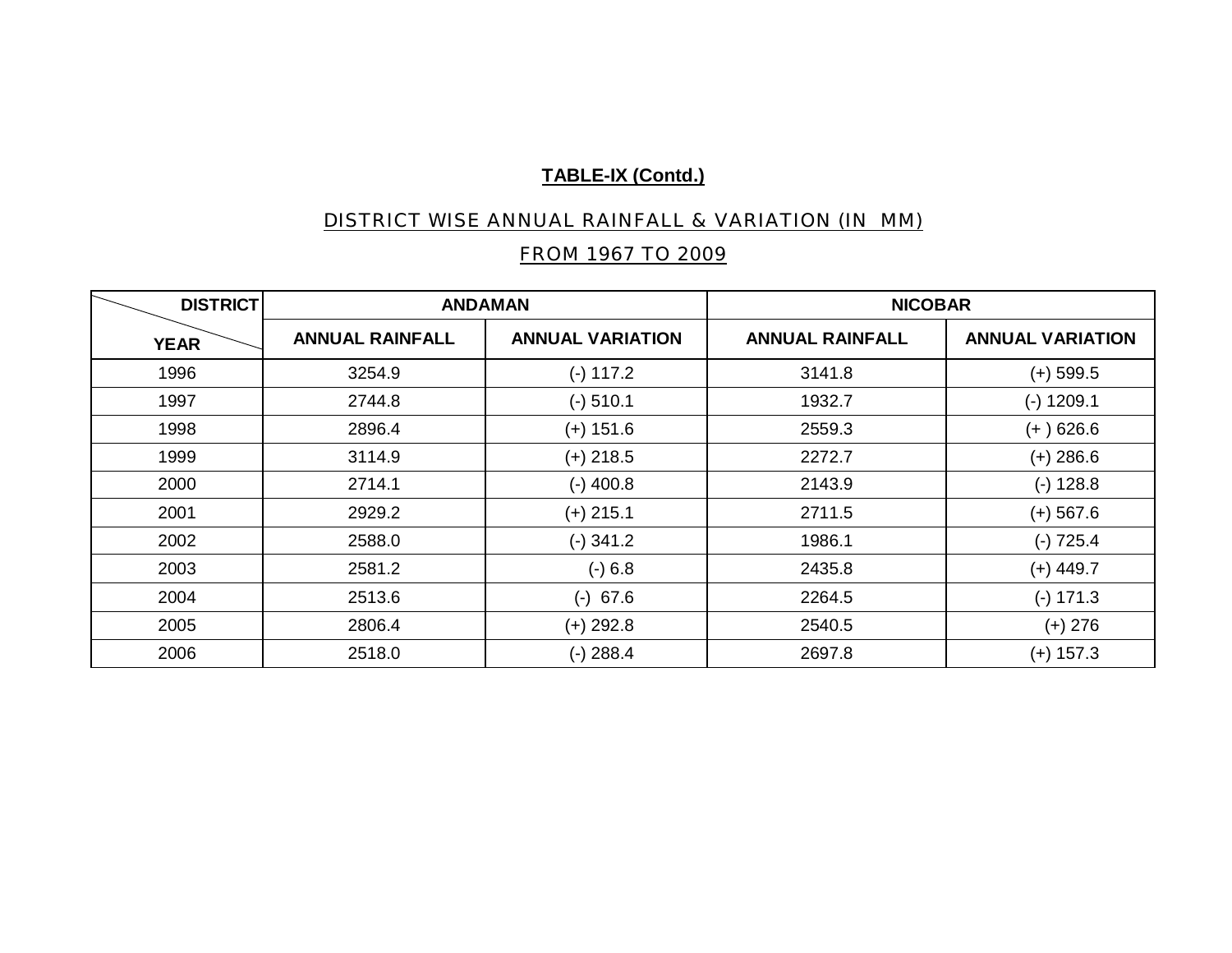**TABLE-IX (Contd.)**

DISTRICT WISE ANNUAL RAINFALL & VARIATION (IN MM)

FROM 1967 TO 2009

| DISTRICT / YEAR | ANDAMAN | | NICOBAR | |
|---|---|---|---|---|
| | ANNUAL RAINFALL | ANNUAL VARIATION | ANNUAL RAINFALL | ANNUAL VARIATION |
| 1996 | 3254.9 | (-) 117.2 | 3141.8 | (+) 599.5 |
| 1997 | 2744.8 | (-) 510.1 | 1932.7 | (-) 1209.1 |
| 1998 | 2896.4 | (+) 151.6 | 2559.3 | (+ ) 626.6 |
| 1999 | 3114.9 | (+) 218.5 | 2272.7 | (+) 286.6 |
| 2000 | 2714.1 | (-) 400.8 | 2143.9 | (-) 128.8 |
| 2001 | 2929.2 | (+) 215.1 | 2711.5 | (+) 567.6 |
| 2002 | 2588.0 | (-) 341.2 | 1986.1 | (-) 725.4 |
| 2003 | 2581.2 | (-) 6.8 | 2435.8 | (+) 449.7 |
| 2004 | 2513.6 | (-) 67.6 | 2264.5 | (-) 171.3 |
| 2005 | 2806.4 | (+) 292.8 | 2540.5 | (+) 276 |
| 2006 | 2518.0 | (-) 288.4 | 2697.8 | (+) 157.3 |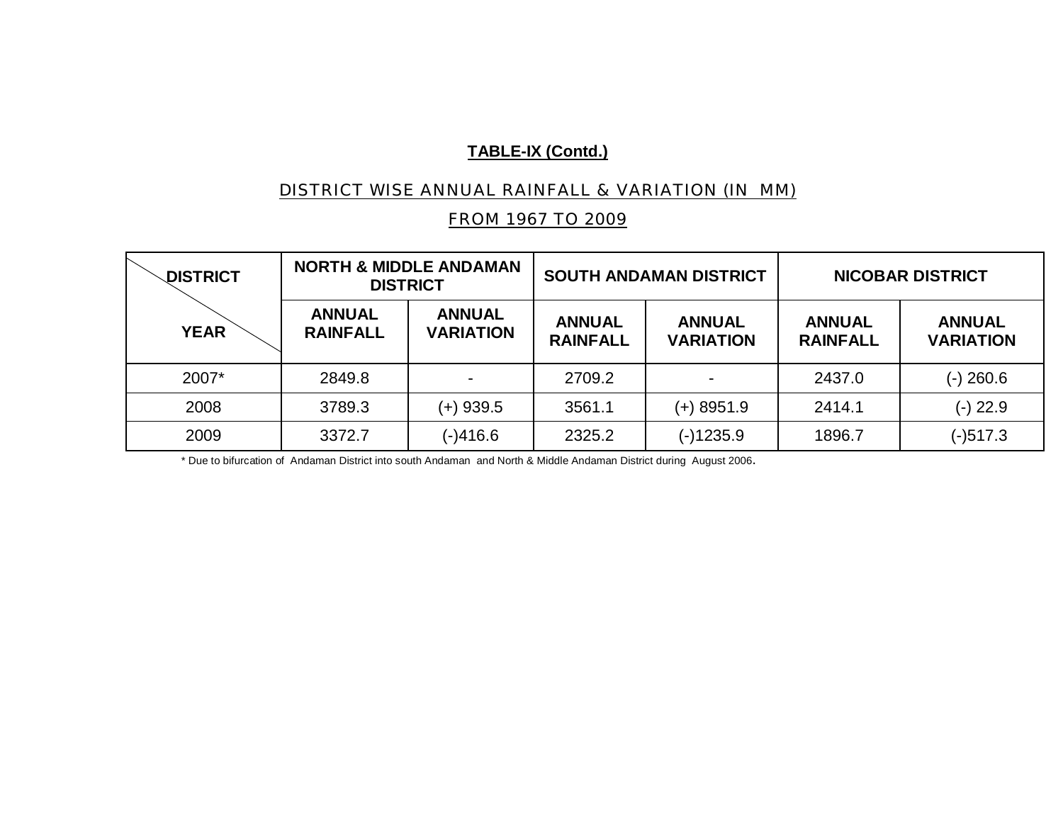**TABLE-IX (Contd.)**

DISTRICT WISE ANNUAL RAINFALL & VARIATION (IN MM)

FROM 1967 TO 2009

| DISTRICT / YEAR | NORTH & MIDDLE ANDAMAN DISTRICT | | SOUTH ANDAMAN DISTRICT | | NICOBAR DISTRICT | |
|---|---|---|---|---|---|---|
| | ANNUAL RAINFALL | ANNUAL VARIATION | ANNUAL RAINFALL | ANNUAL VARIATION | ANNUAL RAINFALL | ANNUAL VARIATION |
| 2007* | 2849.8 | - | 2709.2 | - | 2437.0 | (-) 260.6 |
| 2008 | 3789.3 | (+) 939.5 | 3561.1 | (+) 8951.9 | 2414.1 | (-) 22.9 |
| 2009 | 3372.7 | (-)416.6 | 2325.2 | (-)1235.9 | 1896.7 | (-)517.3 |

* Due to bifurcation of Andaman District into south Andaman and North & Middle Andaman District during August 2006.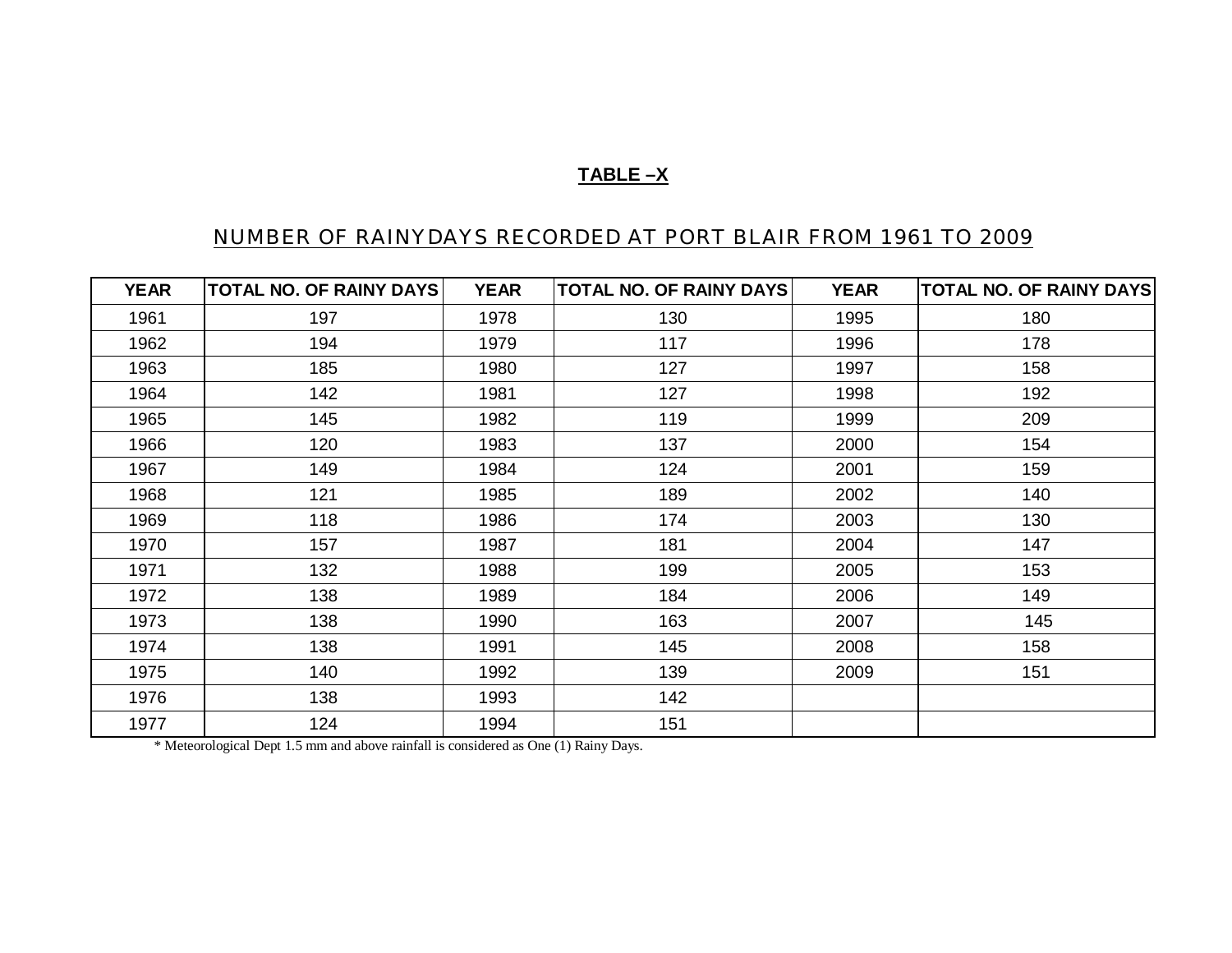**TABLE –X**

NUMBER OF RAINYDAYS RECORDED AT PORT BLAIR FROM 1961 TO 2009

| YEAR | TOTAL NO. OF RAINY DAYS | YEAR | TOTAL NO. OF RAINY DAYS | YEAR | TOTAL NO. OF RAINY DAYS |
|---|---|---|---|---|---|
| 1961 | 197 | 1978 | 130 | 1995 | 180 |
| 1962 | 194 | 1979 | 117 | 1996 | 178 |
| 1963 | 185 | 1980 | 127 | 1997 | 158 |
| 1964 | 142 | 1981 | 127 | 1998 | 192 |
| 1965 | 145 | 1982 | 119 | 1999 | 209 |
| 1966 | 120 | 1983 | 137 | 2000 | 154 |
| 1967 | 149 | 1984 | 124 | 2001 | 159 |
| 1968 | 121 | 1985 | 189 | 2002 | 140 |
| 1969 | 118 | 1986 | 174 | 2003 | 130 |
| 1970 | 157 | 1987 | 181 | 2004 | 147 |
| 1971 | 132 | 1988 | 199 | 2005 | 153 |
| 1972 | 138 | 1989 | 184 | 2006 | 149 |
| 1973 | 138 | 1990 | 163 | 2007 | 145 |
| 1974 | 138 | 1991 | 145 | 2008 | 158 |
| 1975 | 140 | 1992 | 139 | 2009 | 151 |
| 1976 | 138 | 1993 | 142 | | |
| 1977 | 124 | 1994 | 151 | | |

* Meteorological Dept 1.5 mm and above rainfall is considered as One (1) Rainy Days.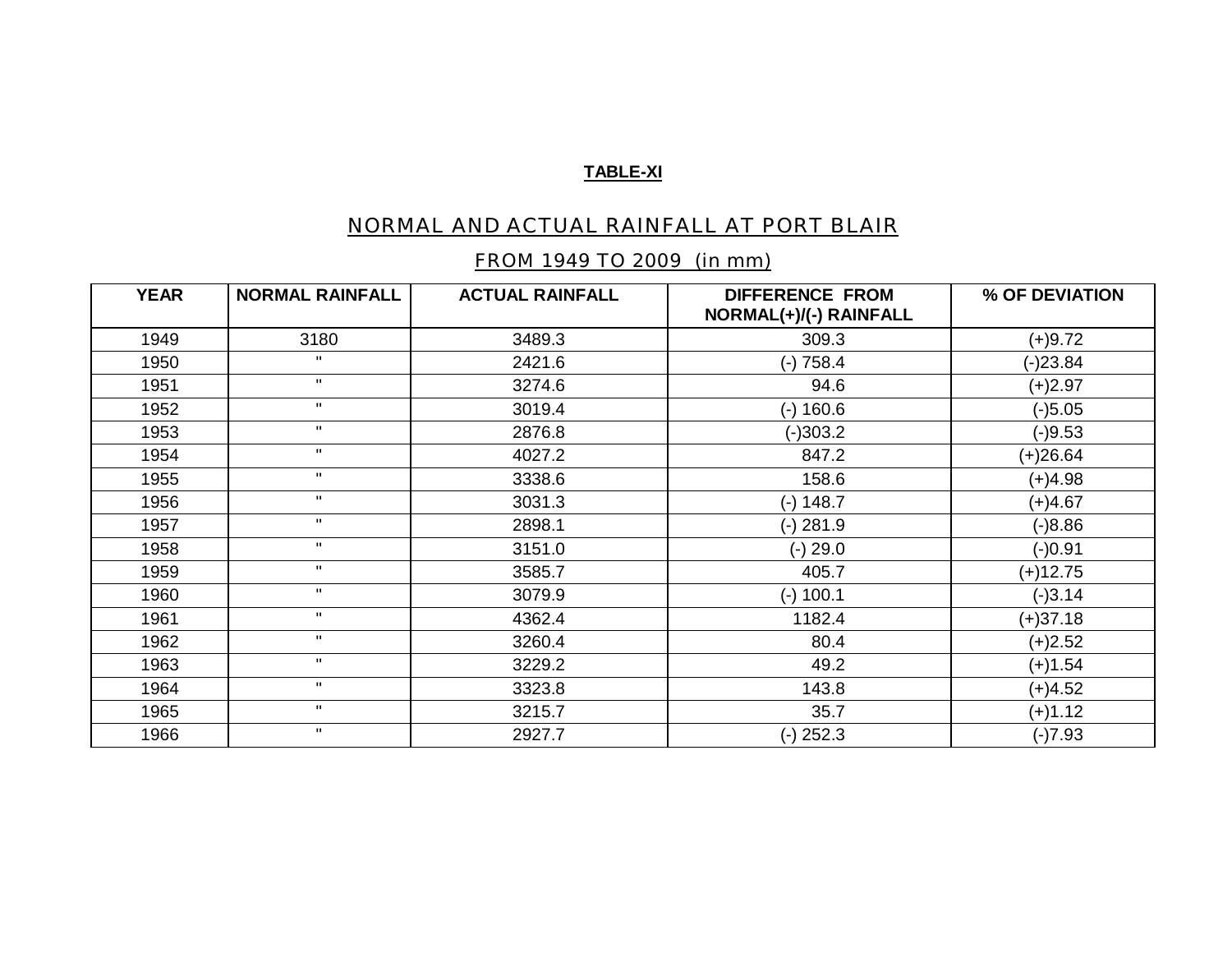**TABLE-XI**

## NORMAL AND ACTUAL RAINFALL AT PORT BLAIR

## FROM 1949 TO 2009 (in mm)

| YEAR | NORMAL RAINFALL | ACTUAL RAINFALL | DIFFERENCE FROM NORMAL(+)/(-) RAINFALL | % OF DEVIATION |
|---|---|---|---|---|
| 1949 | 3180 | 3489.3 | 309.3 | (+)9.72 |
| 1950 | " | 2421.6 | (-) 758.4 | (-)23.84 |
| 1951 | " | 3274.6 | 94.6 | (+)2.97 |
| 1952 | " | 3019.4 | (-) 160.6 | (-)5.05 |
| 1953 | " | 2876.8 | (-)303.2 | (-)9.53 |
| 1954 | " | 4027.2 | 847.2 | (+)26.64 |
| 1955 | " | 3338.6 | 158.6 | (+)4.98 |
| 1956 | " | 3031.3 | (-) 148.7 | (+)4.67 |
| 1957 | " | 2898.1 | (-) 281.9 | (-)8.86 |
| 1958 | " | 3151.0 | (-) 29.0 | (-)0.91 |
| 1959 | " | 3585.7 | 405.7 | (+)12.75 |
| 1960 | " | 3079.9 | (-) 100.1 | (-)3.14 |
| 1961 | " | 4362.4 | 1182.4 | (+)37.18 |
| 1962 | " | 3260.4 | 80.4 | (+)2.52 |
| 1963 | " | 3229.2 | 49.2 | (+)1.54 |
| 1964 | " | 3323.8 | 143.8 | (+)4.52 |
| 1965 | " | 3215.7 | 35.7 | (+)1.12 |
| 1966 | " | 2927.7 | (-) 252.3 | (-)7.93 |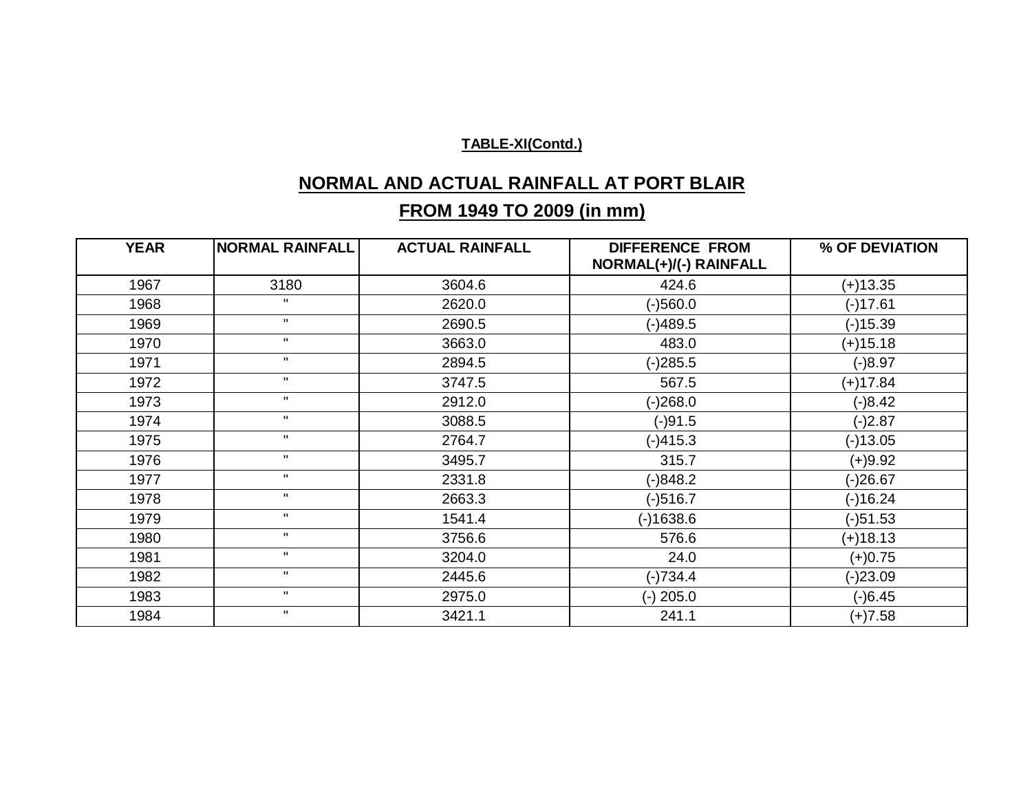**TABLE-XI(Contd.)**

## NORMAL AND ACTUAL RAINFALL AT PORT BLAIR

## FROM 1949 TO 2009 (in mm)

| YEAR | NORMAL RAINFALL | ACTUAL RAINFALL | DIFFERENCE FROM NORMAL(+)/(-) RAINFALL | % OF DEVIATION |
|---|---|---|---|---|
| 1967 | 3180 | 3604.6 | 424.6 | (+)13.35 |
| 1968 | " | 2620.0 | (-)560.0 | (-)17.61 |
| 1969 | " | 2690.5 | (-)489.5 | (-)15.39 |
| 1970 | " | 3663.0 | 483.0 | (+)15.18 |
| 1971 | " | 2894.5 | (-)285.5 | (-)8.97 |
| 1972 | " | 3747.5 | 567.5 | (+)17.84 |
| 1973 | " | 2912.0 | (-)268.0 | (-)8.42 |
| 1974 | " | 3088.5 | (-)91.5 | (-)2.87 |
| 1975 | " | 2764.7 | (-)415.3 | (-)13.05 |
| 1976 | " | 3495.7 | 315.7 | (+)9.92 |
| 1977 | " | 2331.8 | (-)848.2 | (-)26.67 |
| 1978 | " | 2663.3 | (-)516.7 | (-)16.24 |
| 1979 | " | 1541.4 | (-)1638.6 | (-)51.53 |
| 1980 | " | 3756.6 | 576.6 | (+)18.13 |
| 1981 | " | 3204.0 | 24.0 | (+)0.75 |
| 1982 | " | 2445.6 | (-)734.4 | (-)23.09 |
| 1983 | " | 2975.0 | (-) 205.0 | (-)6.45 |
| 1984 | " | 3421.1 | 241.1 | (+)7.58 |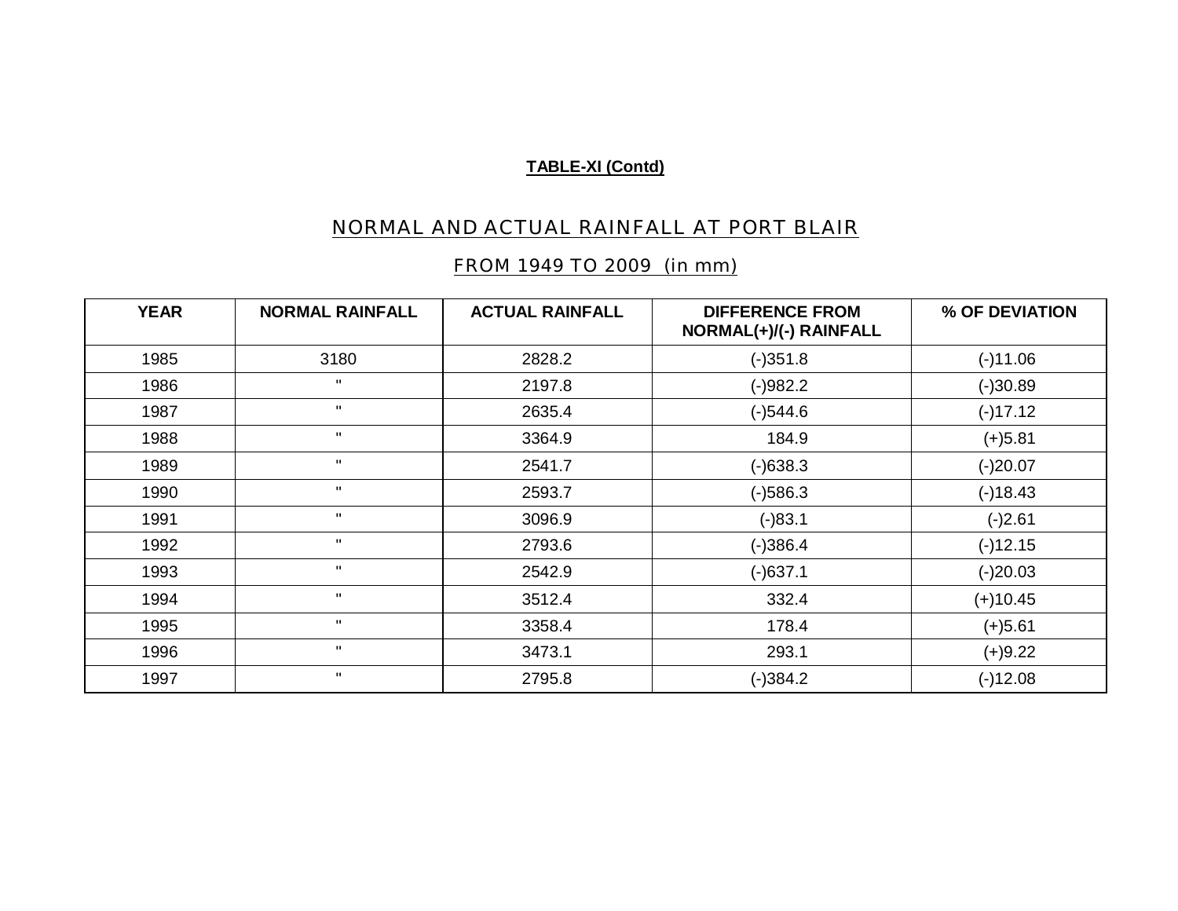**TABLE-XI (Contd)**

## NORMAL AND ACTUAL RAINFALL AT PORT BLAIR

### FROM 1949 TO 2009 (in mm)

| YEAR | NORMAL RAINFALL | ACTUAL RAINFALL | DIFFERENCE FROM NORMAL(+)/(-) RAINFALL | % OF DEVIATION |
|---|---|---|---|---|
| 1985 | 3180 | 2828.2 | (-)351.8 | (-)11.06 |
| 1986 | " | 2197.8 | (-)982.2 | (-)30.89 |
| 1987 | " | 2635.4 | (-)544.6 | (-)17.12 |
| 1988 | " | 3364.9 | 184.9 | (+)5.81 |
| 1989 | " | 2541.7 | (-)638.3 | (-)20.07 |
| 1990 | " | 2593.7 | (-)586.3 | (-)18.43 |
| 1991 | " | 3096.9 | (-)83.1 | (-)2.61 |
| 1992 | " | 2793.6 | (-)386.4 | (-)12.15 |
| 1993 | " | 2542.9 | (-)637.1 | (-)20.03 |
| 1994 | " | 3512.4 | 332.4 | (+)10.45 |
| 1995 | " | 3358.4 | 178.4 | (+)5.61 |
| 1996 | " | 3473.1 | 293.1 | (+)9.22 |
| 1997 | " | 2795.8 | (-)384.2 | (-)12.08 |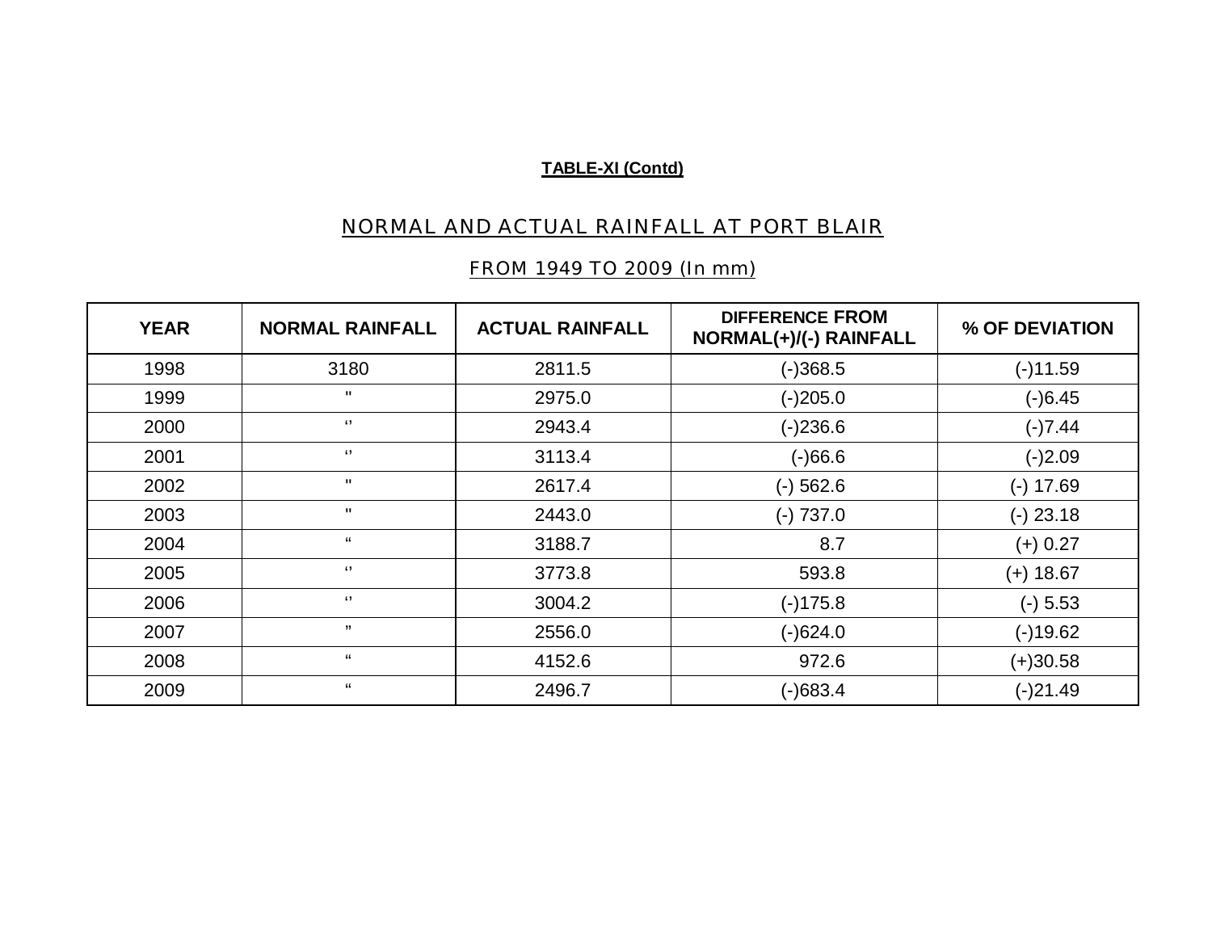**TABLE-XI (Contd)**

## NORMAL AND ACTUAL RAINFALL AT PORT BLAIR

## FROM 1949 TO 2009 (In mm)

| YEAR | NORMAL RAINFALL | ACTUAL RAINFALL | DIFFERENCE FROM NORMAL(+)/(-) RAINFALL | % OF DEVIATION |
|---|---|---|---|---|
| 1998 | 3180 | 2811.5 | (-)368.5 | (-)11.59 |
| 1999 | " | 2975.0 | (-)205.0 | (-)6.45 |
| 2000 | ‘’ | 2943.4 | (-)236.6 | (-)7.44 |
| 2001 | ‘’ | 3113.4 | (-)66.6 | (-)2.09 |
| 2002 | " | 2617.4 | (-) 562.6 | (-) 17.69 |
| 2003 | " | 2443.0 | (-) 737.0 | (-) 23.18 |
| 2004 | “ | 3188.7 | 8.7 | (+) 0.27 |
| 2005 | ‘’ | 3773.8 | 593.8 | (+) 18.67 |
| 2006 | ‘’ | 3004.2 | (-)175.8 | (-) 5.53 |
| 2007 | ” | 2556.0 | (-)624.0 | (-)19.62 |
| 2008 | “ | 4152.6 | 972.6 | (+)30.58 |
| 2009 | “ | 2496.7 | (-)683.4 | (-)21.49 |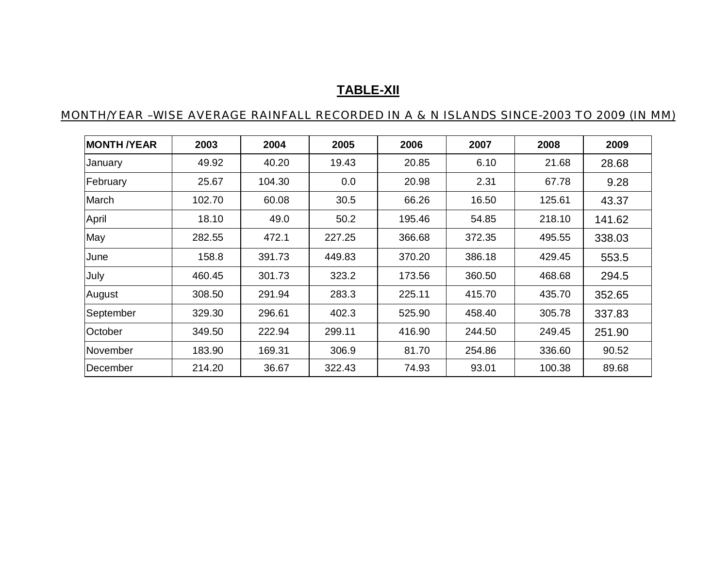## TABLE-XII

MONTH/YEAR –WISE AVERAGE RAINFALL RECORDED IN A & N ISLANDS SINCE-2003 TO 2009 (IN MM)

| MONTH /YEAR | 2003 | 2004 | 2005 | 2006 | 2007 | 2008 | 2009 |
|---|---|---|---|---|---|---|---|
| January | 49.92 | 40.20 | 19.43 | 20.85 | 6.10 | 21.68 | 28.68 |
| February | 25.67 | 104.30 | 0.0 | 20.98 | 2.31 | 67.78 | 9.28 |
| March | 102.70 | 60.08 | 30.5 | 66.26 | 16.50 | 125.61 | 43.37 |
| April | 18.10 | 49.0 | 50.2 | 195.46 | 54.85 | 218.10 | 141.62 |
| May | 282.55 | 472.1 | 227.25 | 366.68 | 372.35 | 495.55 | 338.03 |
| June | 158.8 | 391.73 | 449.83 | 370.20 | 386.18 | 429.45 | 553.5 |
| July | 460.45 | 301.73 | 323.2 | 173.56 | 360.50 | 468.68 | 294.5 |
| August | 308.50 | 291.94 | 283.3 | 225.11 | 415.70 | 435.70 | 352.65 |
| September | 329.30 | 296.61 | 402.3 | 525.90 | 458.40 | 305.78 | 337.83 |
| October | 349.50 | 222.94 | 299.11 | 416.90 | 244.50 | 249.45 | 251.90 |
| November | 183.90 | 169.31 | 306.9 | 81.70 | 254.86 | 336.60 | 90.52 |
| December | 214.20 | 36.67 | 322.43 | 74.93 | 93.01 | 100.38 | 89.68 |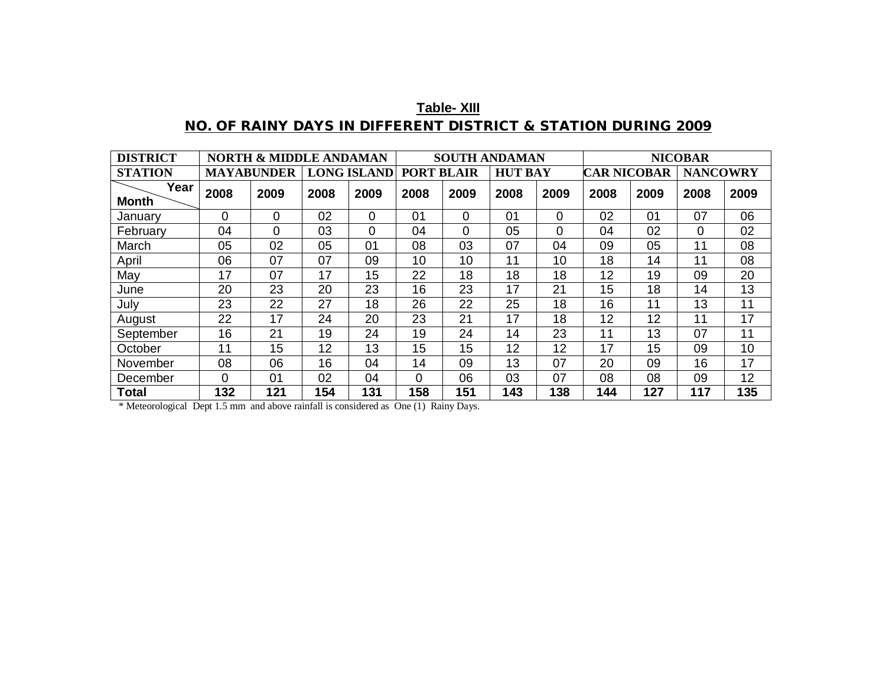**Table- XIII**

**NO. OF RAINY DAYS IN DIFFERENT DISTRICT & STATION DURING 2009**

| DISTRICT | NORTH & MIDDLE ANDAMAN | | | | SOUTH ANDAMAN | | | | NICOBAR | | | |
|---|---|---|---|---|---|---|---|---|---|---|---|---|
| STATION | MAYABUNDER | | LONG ISLAND | | PORT BLAIR | | HUT BAY | | CAR NICOBAR | | NANCOWRY | |
| Month / Year | 2008 | 2009 | 2008 | 2009 | 2008 | 2009 | 2008 | 2009 | 2008 | 2009 | 2008 | 2009 |
| January | 0 | 0 | 02 | 0 | 01 | 0 | 01 | 0 | 02 | 01 | 07 | 06 |
| February | 04 | 0 | 03 | 0 | 04 | 0 | 05 | 0 | 04 | 02 | 0 | 02 |
| March | 05 | 02 | 05 | 01 | 08 | 03 | 07 | 04 | 09 | 05 | 11 | 08 |
| April | 06 | 07 | 07 | 09 | 10 | 10 | 11 | 10 | 18 | 14 | 11 | 08 |
| May | 17 | 07 | 17 | 15 | 22 | 18 | 18 | 18 | 12 | 19 | 09 | 20 |
| June | 20 | 23 | 20 | 23 | 16 | 23 | 17 | 21 | 15 | 18 | 14 | 13 |
| July | 23 | 22 | 27 | 18 | 26 | 22 | 25 | 18 | 16 | 11 | 13 | 11 |
| August | 22 | 17 | 24 | 20 | 23 | 21 | 17 | 18 | 12 | 12 | 11 | 17 |
| September | 16 | 21 | 19 | 24 | 19 | 24 | 14 | 23 | 11 | 13 | 07 | 11 |
| October | 11 | 15 | 12 | 13 | 15 | 15 | 12 | 12 | 17 | 15 | 09 | 10 |
| November | 08 | 06 | 16 | 04 | 14 | 09 | 13 | 07 | 20 | 09 | 16 | 17 |
| December | 0 | 01 | 02 | 04 | 0 | 06 | 03 | 07 | 08 | 08 | 09 | 12 |
| **Total** | **132** | **121** | **154** | **131** | **158** | **151** | **143** | **138** | **144** | **127** | **117** | **135** |

* Meteorological Dept 1.5 mm and above rainfall is considered as One (1) Rainy Days.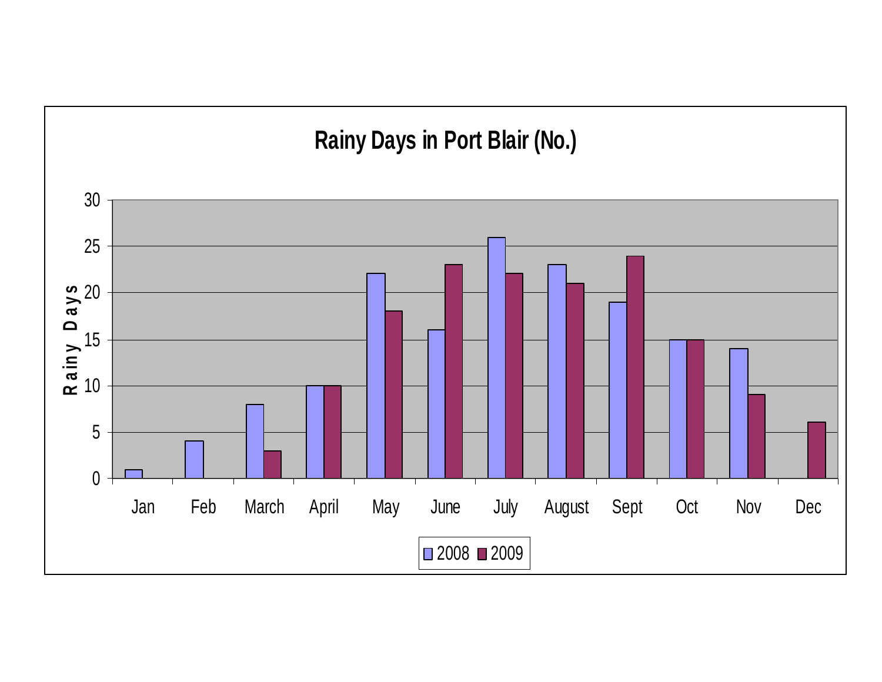## Rainy Days in Port Blair (No.)

| Month | 2008 | 2009 |
|---|---|---|
| Jan | 1 | 0 |
| Feb | 4 | 0 |
| March | 8 | 3 |
| April | 10 | 10 |
| May | 22 | 18 |
| June | 16 | 23 |
| July | 26 | 22 |
| August | 23 | 21 |
| Sept | 19 | 24 |
| Oct | 15 | 15 |
| Nov | 14 | 9 |
| Dec | 0 | 6 |

Y-axis: Rainy Days (0–30)

Legend: 2008, 2009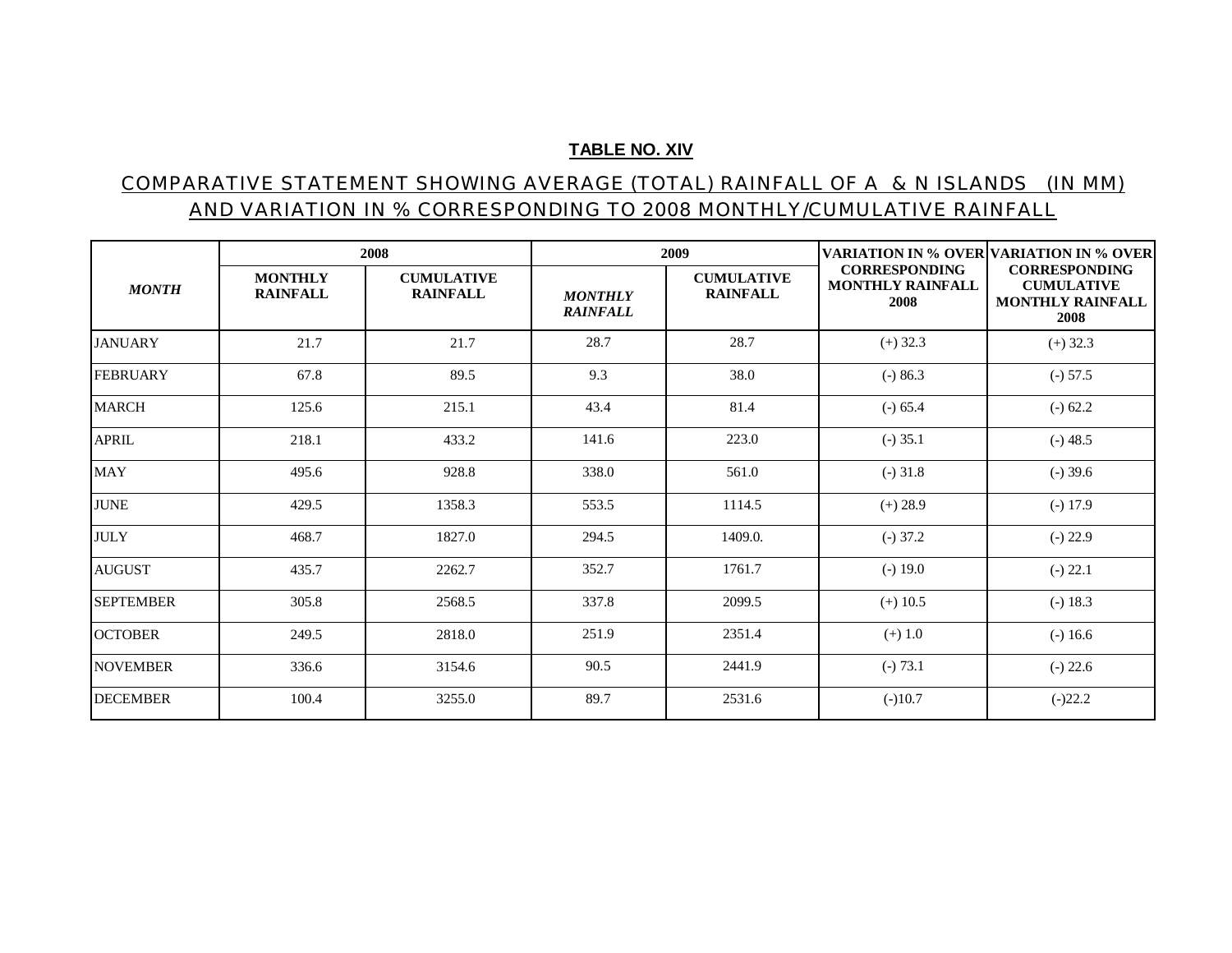**TABLE NO. XIV**

**COMPARATIVE STATEMENT SHOWING AVERAGE (TOTAL) RAINFALL OF A & N ISLANDS (IN MM) AND VARIATION IN % CORRESPONDING TO 2008 MONTHLY/CUMULATIVE RAINFALL**

| *MONTH* | 2008 | | 2009 | | VARIATION IN % OVER CORRESPONDING MONTHLY RAINFALL 2008 | VARIATION IN % OVER CORRESPONDING CUMULATIVE MONTHLY RAINFALL 2008 |
|---|---|---|---|---|---|---|
| | MONTHLY RAINFALL | CUMULATIVE RAINFALL | *MONTHLY RAINFALL* | CUMULATIVE RAINFALL | | |
| JANUARY | 21.7 | 21.7 | 28.7 | 28.7 | (+) 32.3 | (+) 32.3 |
| FEBRUARY | 67.8 | 89.5 | 9.3 | 38.0 | (-) 86.3 | (-) 57.5 |
| MARCH | 125.6 | 215.1 | 43.4 | 81.4 | (-) 65.4 | (-) 62.2 |
| APRIL | 218.1 | 433.2 | 141.6 | 223.0 | (-) 35.1 | (-) 48.5 |
| MAY | 495.6 | 928.8 | 338.0 | 561.0 | (-) 31.8 | (-) 39.6 |
| JUNE | 429.5 | 1358.3 | 553.5 | 1114.5 | (+) 28.9 | (-) 17.9 |
| JULY | 468.7 | 1827.0 | 294.5 | 1409.0. | (-) 37.2 | (-) 22.9 |
| AUGUST | 435.7 | 2262.7 | 352.7 | 1761.7 | (-) 19.0 | (-) 22.1 |
| SEPTEMBER | 305.8 | 2568.5 | 337.8 | 2099.5 | (+) 10.5 | (-) 18.3 |
| OCTOBER | 249.5 | 2818.0 | 251.9 | 2351.4 | (+) 1.0 | (-) 16.6 |
| NOVEMBER | 336.6 | 3154.6 | 90.5 | 2441.9 | (-) 73.1 | (-) 22.6 |
| DECEMBER | 100.4 | 3255.0 | 89.7 | 2531.6 | (-)10.7 | (-)22.2 |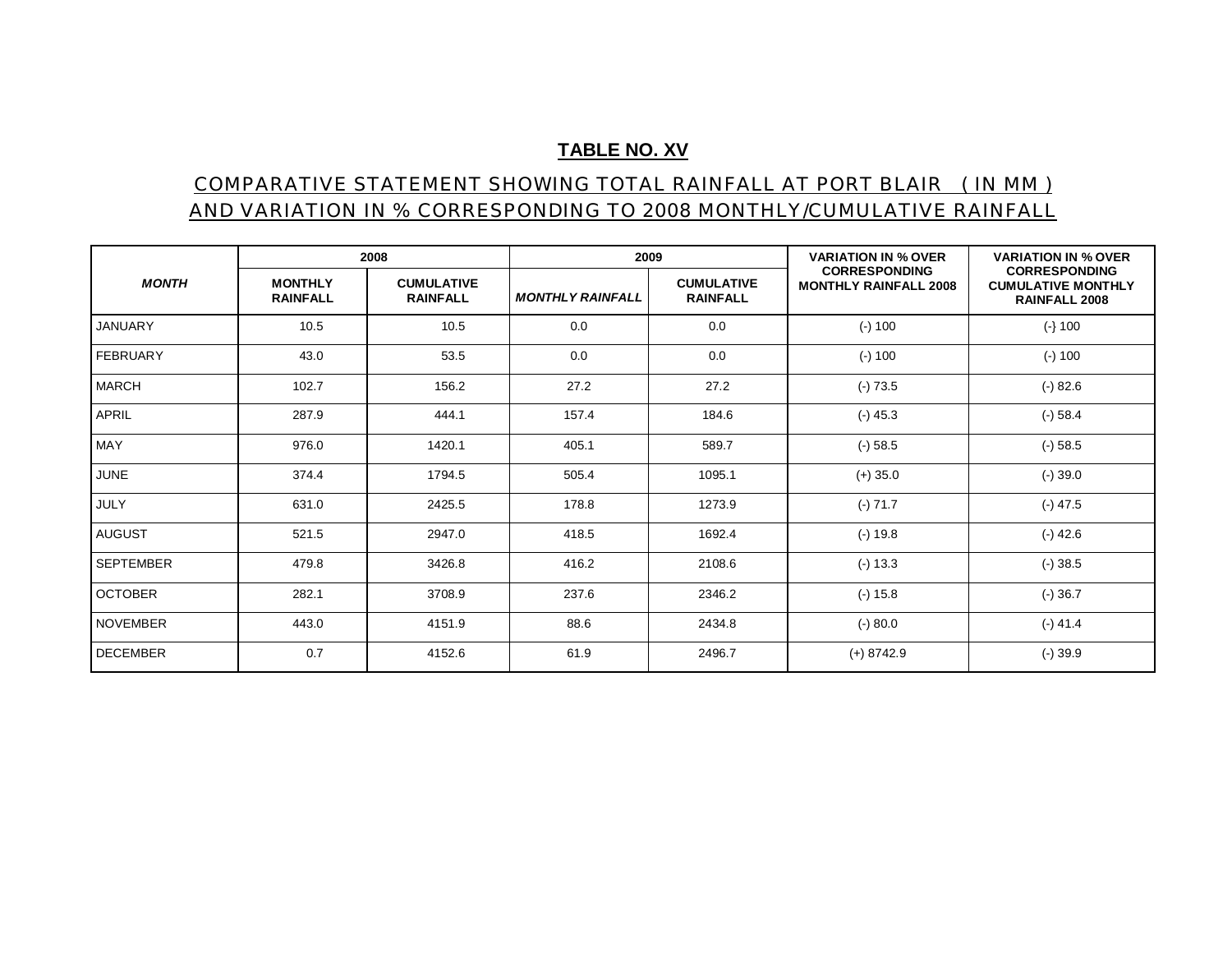## TABLE NO. XV

### COMPARATIVE STATEMENT SHOWING TOTAL RAINFALL AT PORT BLAIR ( IN MM ) AND VARIATION IN % CORRESPONDING TO 2008 MONTHLY/CUMULATIVE RAINFALL

| *MONTH* | 2008 | | 2009 | | VARIATION IN % OVER CORRESPONDING MONTHLY RAINFALL 2008 | VARIATION IN % OVER CORRESPONDING CUMULATIVE MONTHLY RAINFALL 2008 |
|---|---|---|---|---|---|---|
| | MONTHLY RAINFALL | CUMULATIVE RAINFALL | *MONTHLY RAINFALL* | CUMULATIVE RAINFALL | | |
| JANUARY | 10.5 | 10.5 | 0.0 | 0.0 | (-) 100 | (-} 100 |
| FEBRUARY | 43.0 | 53.5 | 0.0 | 0.0 | (-) 100 | (-) 100 |
| MARCH | 102.7 | 156.2 | 27.2 | 27.2 | (-) 73.5 | (-) 82.6 |
| APRIL | 287.9 | 444.1 | 157.4 | 184.6 | (-) 45.3 | (-) 58.4 |
| MAY | 976.0 | 1420.1 | 405.1 | 589.7 | (-) 58.5 | (-) 58.5 |
| JUNE | 374.4 | 1794.5 | 505.4 | 1095.1 | (+) 35.0 | (-) 39.0 |
| JULY | 631.0 | 2425.5 | 178.8 | 1273.9 | (-) 71.7 | (-) 47.5 |
| AUGUST | 521.5 | 2947.0 | 418.5 | 1692.4 | (-) 19.8 | (-) 42.6 |
| SEPTEMBER | 479.8 | 3426.8 | 416.2 | 2108.6 | (-) 13.3 | (-) 38.5 |
| OCTOBER | 282.1 | 3708.9 | 237.6 | 2346.2 | (-) 15.8 | (-) 36.7 |
| NOVEMBER | 443.0 | 4151.9 | 88.6 | 2434.8 | (-) 80.0 | (-) 41.4 |
| DECEMBER | 0.7 | 4152.6 | 61.9 | 2496.7 | (+) 8742.9 | (-) 39.9 |